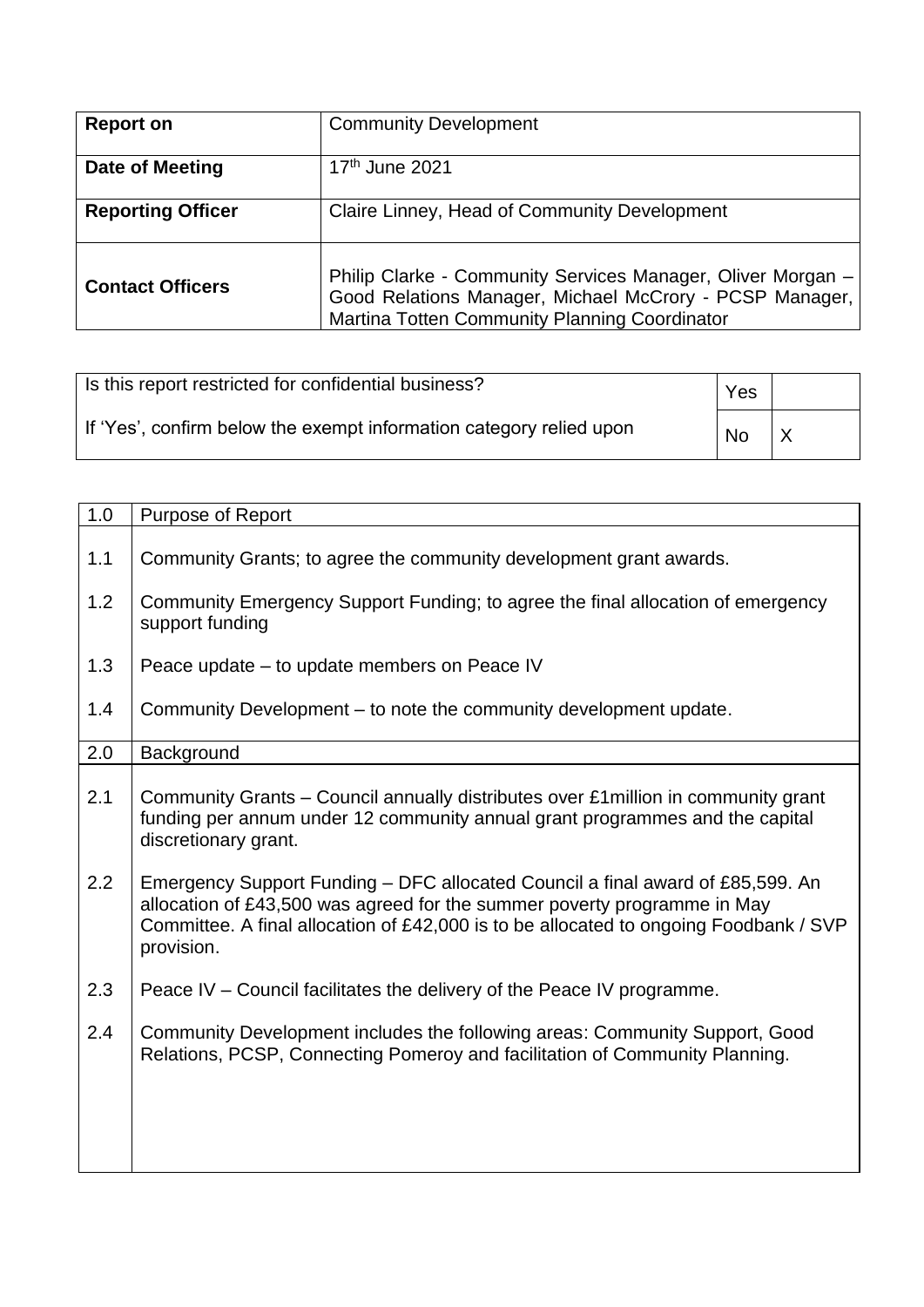| **Report on** | Community Development |
|---|---|
| **Date of Meeting** | 17th June 2021 |
| **Reporting Officer** | Claire Linney, Head of Community Development |
| **Contact Officers** | Philip Clarke - Community Services Manager, Oliver Morgan – Good Relations Manager, Michael McCrory - PCSP Manager, Martina Totten Community Planning Coordinator |

| Is this report restricted for confidential business? | Yes | |
|---|---|---|
| If 'Yes', confirm below the exempt information category relied upon | No | X |

| 1.0 | Purpose of Report |
|---|---|
| 1.1 | Community Grants; to agree the community development grant awards. |
| 1.2 | Community Emergency Support Funding; to agree the final allocation of emergency support funding |
| 1.3 | Peace update – to update members on Peace IV |
| 1.4 | Community Development – to note the community development update. |
| **2.0** | **Background** |
| 2.1 | Community Grants – Council annually distributes over £1million in community grant funding per annum under 12 community annual grant programmes and the capital discretionary grant. |
| 2.2 | Emergency Support Funding – DFC allocated Council a final award of £85,599. An allocation of £43,500 was agreed for the summer poverty programme in May Committee. A final allocation of £42,000 is to be allocated to ongoing Foodbank / SVP provision. |
| 2.3 | Peace IV – Council facilitates the delivery of the Peace IV programme. |
| 2.4 | Community Development includes the following areas: Community Support, Good Relations, PCSP, Connecting Pomeroy and facilitation of Community Planning. |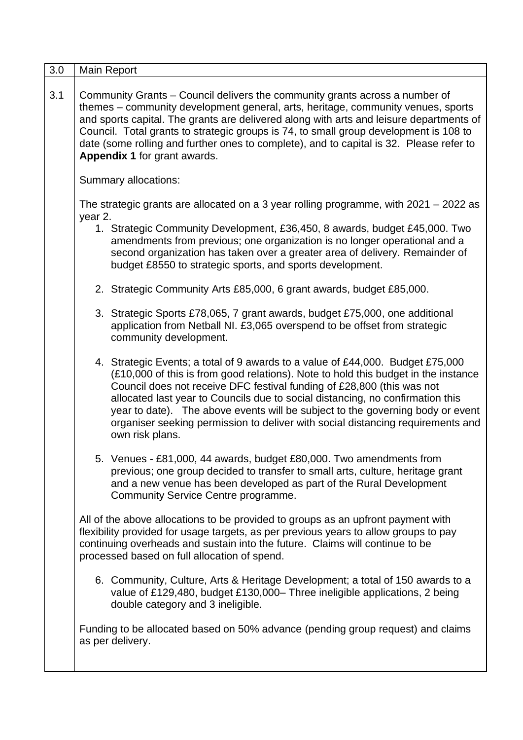| 3.0 | Main Report |
|---|---|
| 3.1 | Community Grants – Council delivers the community grants across a number of themes – community development general, arts, heritage, community venues, sports and sports capital. The grants are delivered along with arts and leisure departments of Council. Total grants to strategic groups is 74, to small group development is 108 to date (some rolling and further ones to complete), and to capital is 32. Please refer to **Appendix 1** for grant awards. |

Summary allocations:

The strategic grants are allocated on a 3 year rolling programme, with 2021 – 2022 as year 2.

1. Strategic Community Development, £36,450, 8 awards, budget £45,000. Two amendments from previous; one organization is no longer operational and a second organization has taken over a greater area of delivery. Remainder of budget £8550 to strategic sports, and sports development.

2. Strategic Community Arts £85,000, 6 grant awards, budget £85,000.

3. Strategic Sports £78,065, 7 grant awards, budget £75,000, one additional application from Netball NI. £3,065 overspend to be offset from strategic community development.

4. Strategic Events; a total of 9 awards to a value of £44,000. Budget £75,000 (£10,000 of this is from good relations). Note to hold this budget in the instance Council does not receive DFC festival funding of £28,800 (this was not allocated last year to Councils due to social distancing, no confirmation this year to date). The above events will be subject to the governing body or event organiser seeking permission to deliver with social distancing requirements and own risk plans.

5. Venues - £81,000, 44 awards, budget £80,000. Two amendments from previous; one group decided to transfer to small arts, culture, heritage grant and a new venue has been developed as part of the Rural Development Community Service Centre programme.

All of the above allocations to be provided to groups as an upfront payment with flexibility provided for usage targets, as per previous years to allow groups to pay continuing overheads and sustain into the future. Claims will continue to be processed based on full allocation of spend.

6. Community, Culture, Arts & Heritage Development; a total of 150 awards to a value of £129,480, budget £130,000– Three ineligible applications, 2 being double category and 3 ineligible.

Funding to be allocated based on 50% advance (pending group request) and claims as per delivery.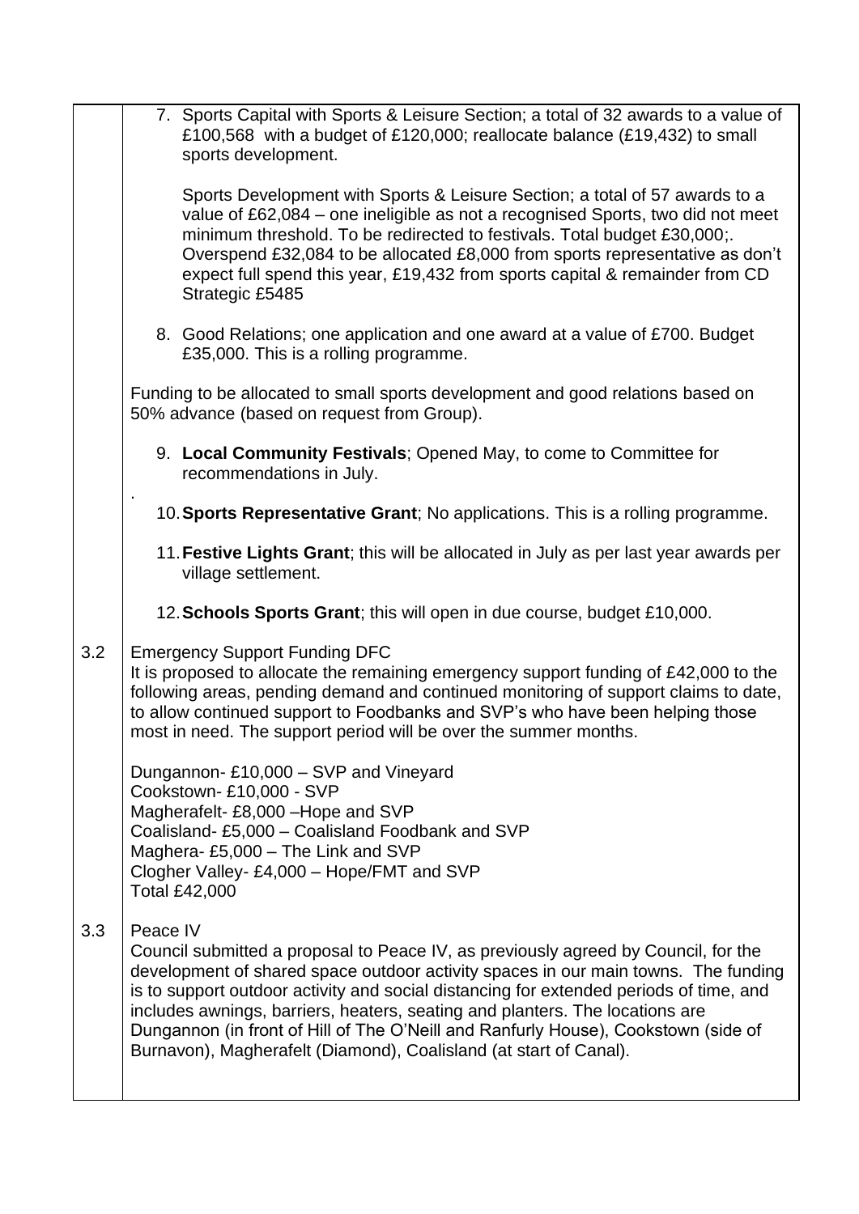7. Sports Capital with Sports & Leisure Section; a total of 32 awards to a value of £100,568 with a budget of £120,000; reallocate balance (£19,432) to small sports development.

   Sports Development with Sports & Leisure Section; a total of 57 awards to a value of £62,084 – one ineligible as not a recognised Sports, two did not meet minimum threshold. To be redirected to festivals. Total budget £30,000;. Overspend £32,084 to be allocated £8,000 from sports representative as don't expect full spend this year, £19,432 from sports capital & remainder from CD Strategic £5485

8. Good Relations; one application and one award at a value of £700. Budget £35,000. This is a rolling programme.

Funding to be allocated to small sports development and good relations based on 50% advance (based on request from Group).

9. **Local Community Festivals**; Opened May, to come to Committee for recommendations in July.

.

10. **Sports Representative Grant**; No applications. This is a rolling programme.

11. **Festive Lights Grant**; this will be allocated in July as per last year awards per village settlement.

12. **Schools Sports Grant**; this will open in due course, budget £10,000.

3.2 Emergency Support Funding DFC

It is proposed to allocate the remaining emergency support funding of £42,000 to the following areas, pending demand and continued monitoring of support claims to date, to allow continued support to Foodbanks and SVP's who have been helping those most in need. The support period will be over the summer months.

Dungannon- £10,000 – SVP and Vineyard
Cookstown- £10,000 - SVP
Magherafelt- £8,000 –Hope and SVP
Coalisland- £5,000 – Coalisland Foodbank and SVP
Maghera- £5,000 – The Link and SVP
Clogher Valley- £4,000 – Hope/FMT and SVP
Total £42,000

3.3 Peace IV

Council submitted a proposal to Peace IV, as previously agreed by Council, for the development of shared space outdoor activity spaces in our main towns. The funding is to support outdoor activity and social distancing for extended periods of time, and includes awnings, barriers, heaters, seating and planters. The locations are Dungannon (in front of Hill of The O'Neill and Ranfurly House), Cookstown (side of Burnavon), Magherafelt (Diamond), Coalisland (at start of Canal).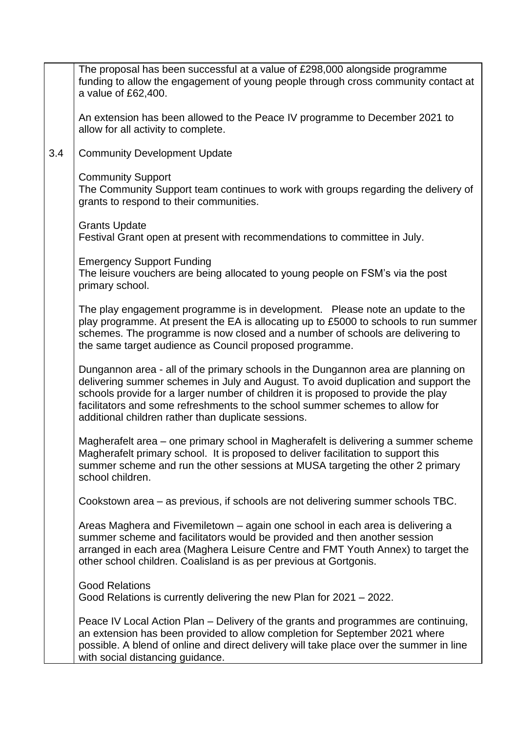The proposal has been successful at a value of £298,000 alongside programme funding to allow the engagement of young people through cross community contact at a value of £62,400.

An extension has been allowed to the Peace IV programme to December 2021 to allow for all activity to complete.

3.4 Community Development Update

Community Support
The Community Support team continues to work with groups regarding the delivery of grants to respond to their communities.

Grants Update
Festival Grant open at present with recommendations to committee in July.

Emergency Support Funding
The leisure vouchers are being allocated to young people on FSM's via the post primary school.

The play engagement programme is in development. Please note an update to the play programme. At present the EA is allocating up to £5000 to schools to run summer schemes. The programme is now closed and a number of schools are delivering to the same target audience as Council proposed programme.

Dungannon area - all of the primary schools in the Dungannon area are planning on delivering summer schemes in July and August. To avoid duplication and support the schools provide for a larger number of children it is proposed to provide the play facilitators and some refreshments to the school summer schemes to allow for additional children rather than duplicate sessions.

Magherafelt area – one primary school in Magherafelt is delivering a summer scheme Magherafelt primary school. It is proposed to deliver facilitation to support this summer scheme and run the other sessions at MUSA targeting the other 2 primary school children.

Cookstown area – as previous, if schools are not delivering summer schools TBC.

Areas Maghera and Fivemiletown – again one school in each area is delivering a summer scheme and facilitators would be provided and then another session arranged in each area (Maghera Leisure Centre and FMT Youth Annex) to target the other school children. Coalisland is as per previous at Gortgonis.

Good Relations
Good Relations is currently delivering the new Plan for 2021 – 2022.

Peace IV Local Action Plan – Delivery of the grants and programmes are continuing, an extension has been provided to allow completion for September 2021 where possible. A blend of online and direct delivery will take place over the summer in line with social distancing guidance.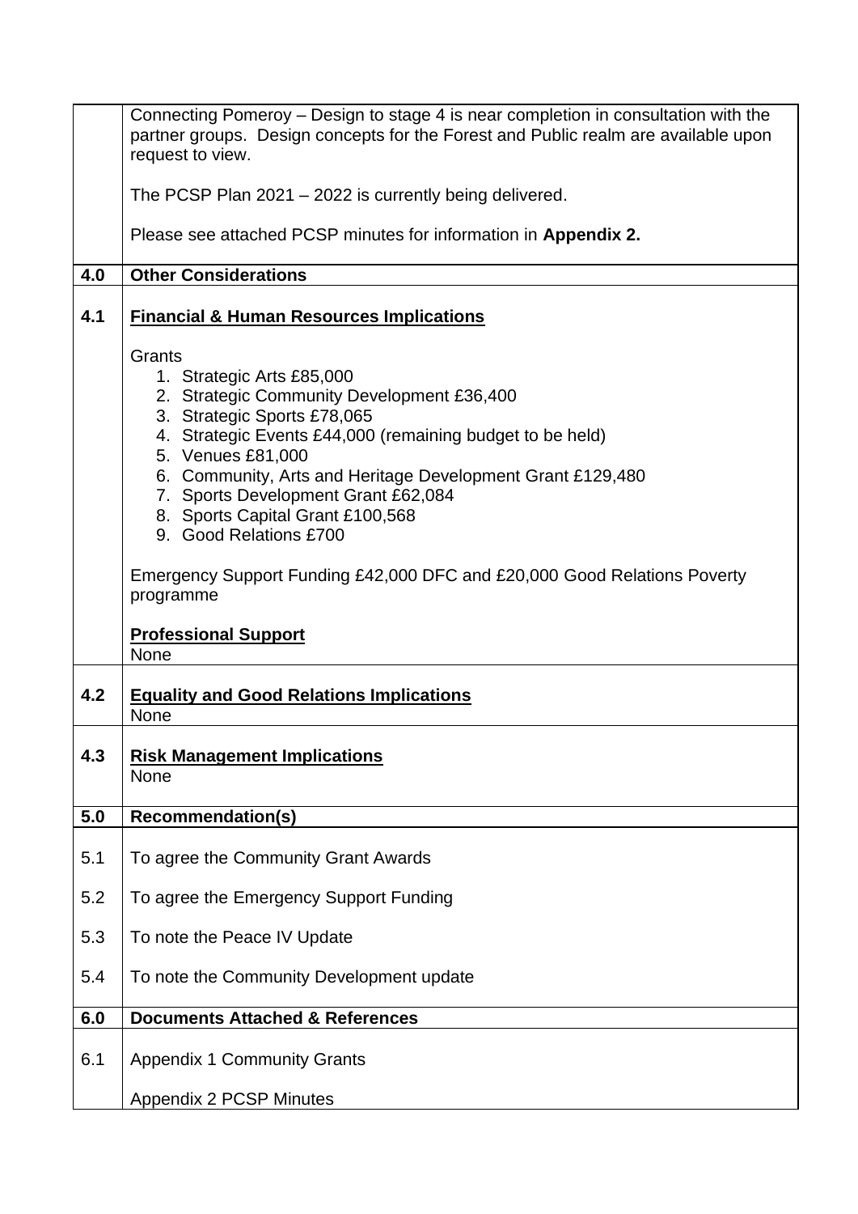Connecting Pomeroy – Design to stage 4 is near completion in consultation with the partner groups. Design concepts for the Forest and Public realm are available upon request to view.

The PCSP Plan 2021 – 2022 is currently being delivered.

Please see attached PCSP minutes for information in **Appendix 2.**

## 4.0 Other Considerations

### 4.1 Financial & Human Resources Implications

Grants

1. Strategic Arts £85,000
2. Strategic Community Development £36,400
3. Strategic Sports £78,065
4. Strategic Events £44,000 (remaining budget to be held)
5. Venues £81,000
6. Community, Arts and Heritage Development Grant £129,480
7. Sports Development Grant £62,084
8. Sports Capital Grant £100,568
9. Good Relations £700

Emergency Support Funding £42,000 DFC and £20,000 Good Relations Poverty programme

**Professional Support**
None

### 4.2 Equality and Good Relations Implications
None

### 4.3 Risk Management Implications
None

## 5.0 Recommendation(s)

5.1 To agree the Community Grant Awards

5.2 To agree the Emergency Support Funding

5.3 To note the Peace IV Update

5.4 To note the Community Development update

## 6.0 Documents Attached & References

6.1 Appendix 1 Community Grants

Appendix 2 PCSP Minutes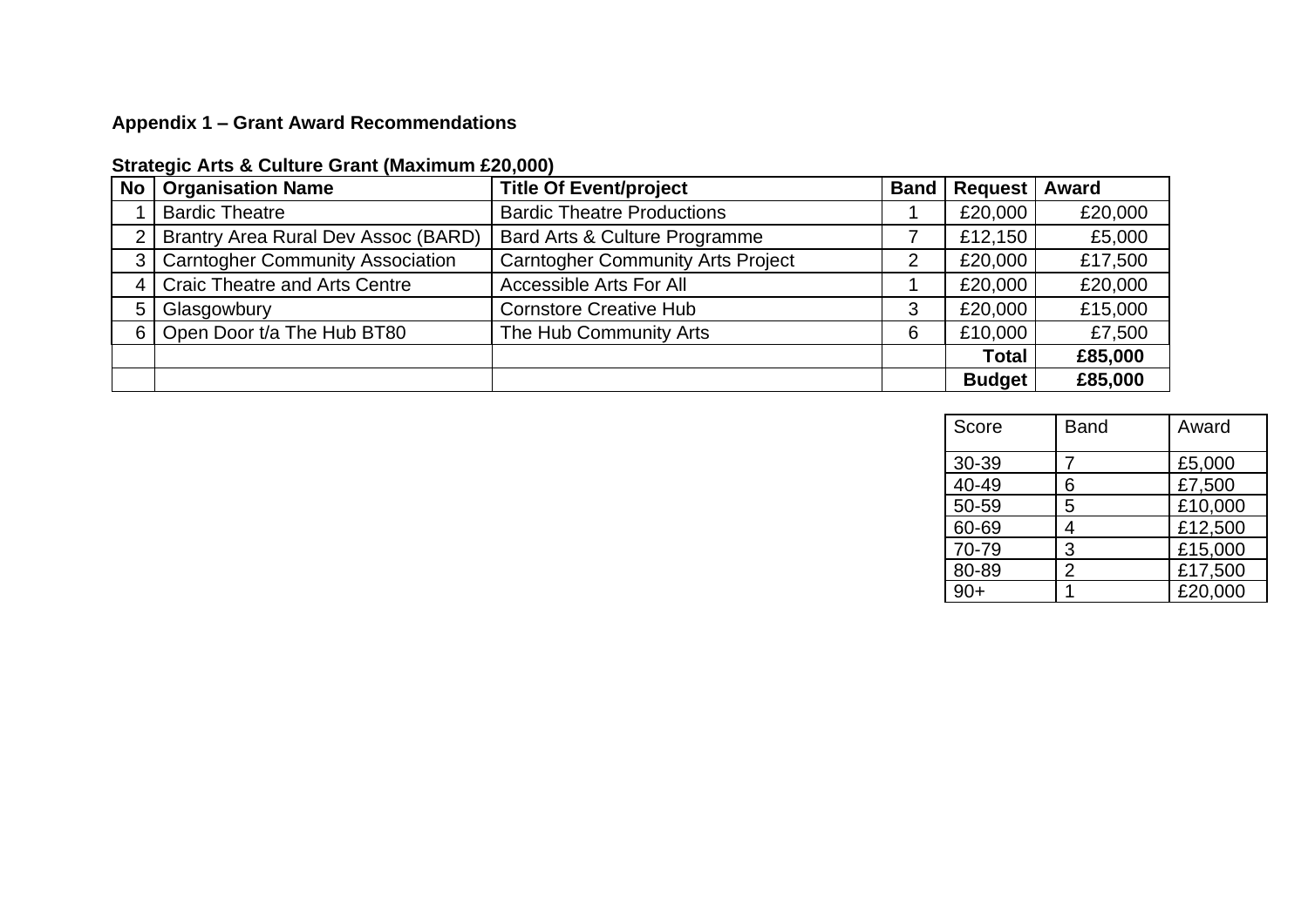**Appendix 1 – Grant Award Recommendations**

**Strategic Arts & Culture Grant (Maximum £20,000)**

| No | Organisation Name | Title Of Event/project | Band | Request | Award |
|---|---|---|---|---|---|
| 1 | Bardic Theatre | Bardic Theatre Productions | 1 | £20,000 | £20,000 |
| 2 | Brantry Area Rural Dev Assoc (BARD) | Bard Arts & Culture Programme | 7 | £12,150 | £5,000 |
| 3 | Carntogher Community Association | Carntogher Community Arts Project | 2 | £20,000 | £17,500 |
| 4 | Craic Theatre and Arts Centre | Accessible Arts For All | 1 | £20,000 | £20,000 |
| 5 | Glasgowbury | Cornstore Creative Hub | 3 | £20,000 | £15,000 |
| 6 | Open Door t/a The Hub BT80 | The Hub Community Arts | 6 | £10,000 | £7,500 |
| | | | | **Total** | **£85,000** |
| | | | | **Budget** | **£85,000** |

| Score | Band | Award |
|---|---|---|
| 30-39 | 7 | £5,000 |
| 40-49 | 6 | £7,500 |
| 50-59 | 5 | £10,000 |
| 60-69 | 4 | £12,500 |
| 70-79 | 3 | £15,000 |
| 80-89 | 2 | £17,500 |
| 90+ | 1 | £20,000 |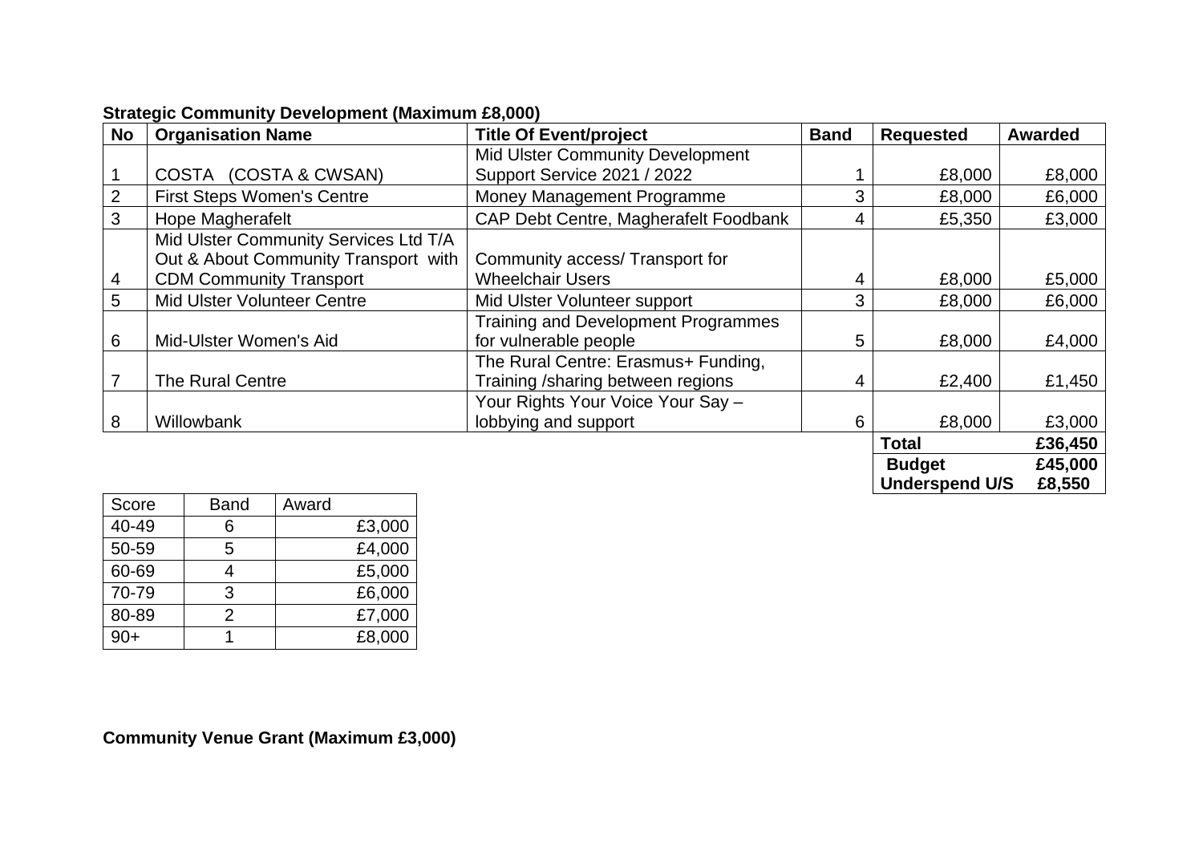**Strategic Community Development (Maximum £8,000)**

| No | Organisation Name | Title Of Event/project | Band | Requested | Awarded |
|---|---|---|---|---|---|
| 1 | COSTA (COSTA & CWSAN) | Mid Ulster Community Development Support Service 2021 / 2022 | 1 | £8,000 | £8,000 |
| 2 | First Steps Women's Centre | Money Management Programme | 3 | £8,000 | £6,000 |
| 3 | Hope Magherafelt | CAP Debt Centre, Magherafelt Foodbank | 4 | £5,350 | £3,000 |
| 4 | Mid Ulster Community Services Ltd T/A Out & About Community Transport with CDM Community Transport | Community access/ Transport for Wheelchair Users | 4 | £8,000 | £5,000 |
| 5 | Mid Ulster Volunteer Centre | Mid Ulster Volunteer support | 3 | £8,000 | £6,000 |
| 6 | Mid-Ulster Women's Aid | Training and Development Programmes for vulnerable people | 5 | £8,000 | £4,000 |
| 7 | The Rural Centre | The Rural Centre: Erasmus+ Funding, Training /sharing between regions | 4 | £2,400 | £1,450 |
| 8 | Willowbank | Your Rights Your Voice Your Say – lobbying and support | 6 | £8,000 | £3,000 |
| | | | | **Total** | **£36,450** |
| | | | | **Budget** | **£45,000** |
| | | | | **Underspend U/S** | **£8,550** |

| Score | Band | Award |
|---|---|---|
| 40-49 | 6 | £3,000 |
| 50-59 | 5 | £4,000 |
| 60-69 | 4 | £5,000 |
| 70-79 | 3 | £6,000 |
| 80-89 | 2 | £7,000 |
| 90+ | 1 | £8,000 |

**Community Venue Grant (Maximum £3,000)**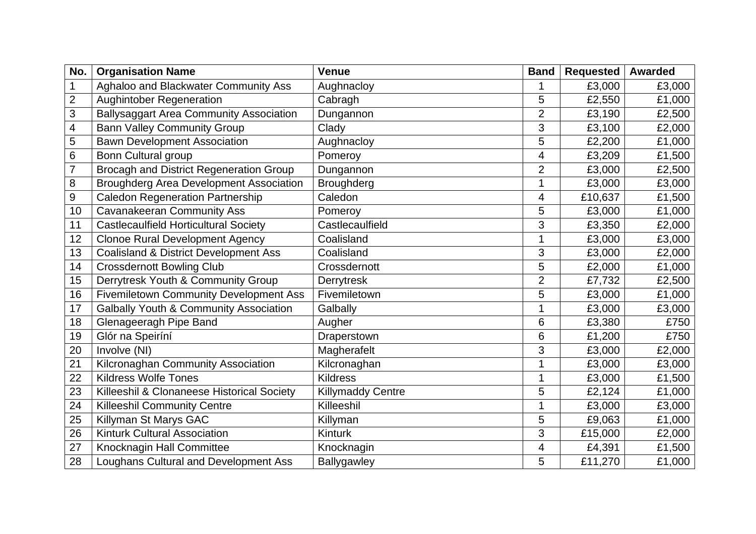| No. | Organisation Name | Venue | Band | Requested | Awarded |
|---|---|---|---|---|---|
| 1 | Aghaloo and Blackwater Community Ass | Aughnacloy | 1 | £3,000 | £3,000 |
| 2 | Aughintober Regeneration | Cabragh | 5 | £2,550 | £1,000 |
| 3 | Ballysaggart Area Community Association | Dungannon | 2 | £3,190 | £2,500 |
| 4 | Bann Valley Community Group | Clady | 3 | £3,100 | £2,000 |
| 5 | Bawn Development Association | Aughnacloy | 5 | £2,200 | £1,000 |
| 6 | Bonn Cultural group | Pomeroy | 4 | £3,209 | £1,500 |
| 7 | Brocagh and District Regeneration Group | Dungannon | 2 | £3,000 | £2,500 |
| 8 | Broughderg Area Development Association | Broughderg | 1 | £3,000 | £3,000 |
| 9 | Caledon Regeneration Partnership | Caledon | 4 | £10,637 | £1,500 |
| 10 | Cavanakeeran Community Ass | Pomeroy | 5 | £3,000 | £1,000 |
| 11 | Castlecaulfield Horticultural Society | Castlecaulfield | 3 | £3,350 | £2,000 |
| 12 | Clonoe Rural Development Agency | Coalisland | 1 | £3,000 | £3,000 |
| 13 | Coalisland & District Development Ass | Coalisland | 3 | £3,000 | £2,000 |
| 14 | Crossdernott Bowling Club | Crossdernott | 5 | £2,000 | £1,000 |
| 15 | Derrytresk Youth & Community Group | Derrytresk | 2 | £7,732 | £2,500 |
| 16 | Fivemiletown Community Development Ass | Fivemiletown | 5 | £3,000 | £1,000 |
| 17 | Galbally Youth & Community Association | Galbally | 1 | £3,000 | £3,000 |
| 18 | Glenageeragh Pipe Band | Augher | 6 | £3,380 | £750 |
| 19 | Glór na Speiríní | Draperstown | 6 | £1,200 | £750 |
| 20 | Involve (NI) | Magherafelt | 3 | £3,000 | £2,000 |
| 21 | Kilcronaghan Community Association | Kilcronaghan | 1 | £3,000 | £3,000 |
| 22 | Kildress Wolfe Tones | Kildress | 1 | £3,000 | £1,500 |
| 23 | Killeeshil & Clonaneese Historical Society | Killymaddy Centre | 5 | £2,124 | £1,000 |
| 24 | Killeeshil Community Centre | Killeeshil | 1 | £3,000 | £3,000 |
| 25 | Killyman St Marys GAC | Killyman | 5 | £9,063 | £1,000 |
| 26 | Kinturk Cultural Association | Kinturk | 3 | £15,000 | £2,000 |
| 27 | Knocknagin Hall Committee | Knocknagin | 4 | £4,391 | £1,500 |
| 28 | Loughans Cultural and Development Ass | Ballygawley | 5 | £11,270 | £1,000 |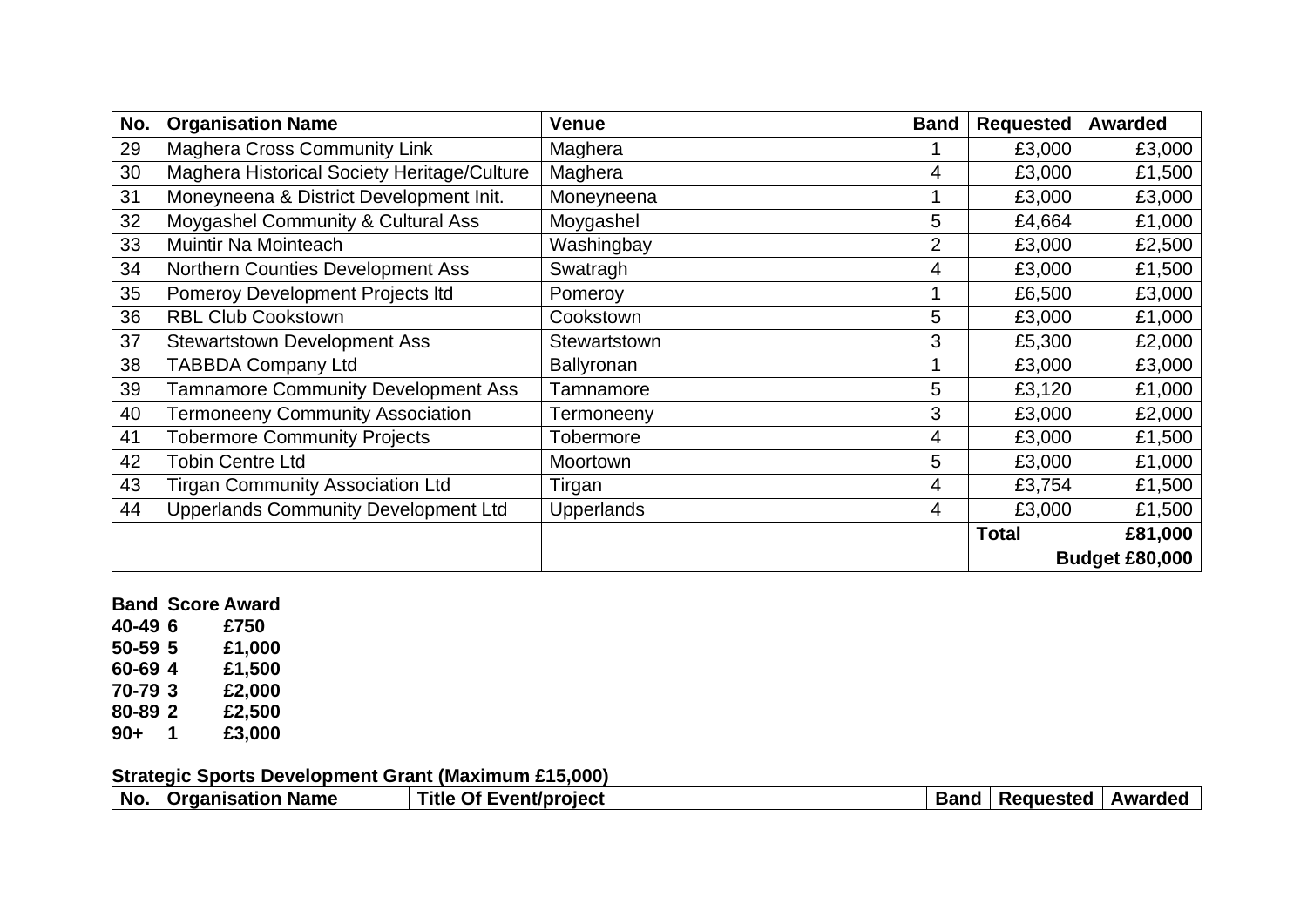| No. | Organisation Name | Venue | Band | Requested | Awarded |
|---|---|---|---|---|---|
| 29 | Maghera Cross Community Link | Maghera | 1 | £3,000 | £3,000 |
| 30 | Maghera Historical Society Heritage/Culture | Maghera | 4 | £3,000 | £1,500 |
| 31 | Moneyneena & District Development Init. | Moneyneena | 1 | £3,000 | £3,000 |
| 32 | Moygashel Community & Cultural Ass | Moygashel | 5 | £4,664 | £1,000 |
| 33 | Muintir Na Mointeach | Washingbay | 2 | £3,000 | £2,500 |
| 34 | Northern Counties Development Ass | Swatragh | 4 | £3,000 | £1,500 |
| 35 | Pomeroy Development Projects ltd | Pomeroy | 1 | £6,500 | £3,000 |
| 36 | RBL Club Cookstown | Cookstown | 5 | £3,000 | £1,000 |
| 37 | Stewartstown Development Ass | Stewartstown | 3 | £5,300 | £2,000 |
| 38 | TABBDA Company Ltd | Ballyronan | 1 | £3,000 | £3,000 |
| 39 | Tamnamore Community Development Ass | Tamnamore | 5 | £3,120 | £1,000 |
| 40 | Termoneeny Community Association | Termoneeny | 3 | £3,000 | £2,000 |
| 41 | Tobermore Community Projects | Tobermore | 4 | £3,000 | £1,500 |
| 42 | Tobin Centre Ltd | Moortown | 5 | £3,000 | £1,000 |
| 43 | Tirgan Community Association Ltd | Tirgan | 4 | £3,754 | £1,500 |
| 44 | Upperlands Community Development Ltd | Upperlands | 4 | £3,000 | £1,500 |
| | | | | **Total** | **£81,000** |
| | | | | | **Budget £80,000** |

| Band | Score | Award |
|---|---|---|
| **40-49** | **6** | **£750** |
| **50-59** | **5** | **£1,000** |
| **60-69** | **4** | **£1,500** |
| **70-79** | **3** | **£2,000** |
| **80-89** | **2** | **£2,500** |
| **90+** | **1** | **£3,000** |

**Strategic Sports Development Grant (Maximum £15,000)**

| No. | Organisation Name | Title Of Event/project | Band | Requested | Awarded |
|---|---|---|---|---|---|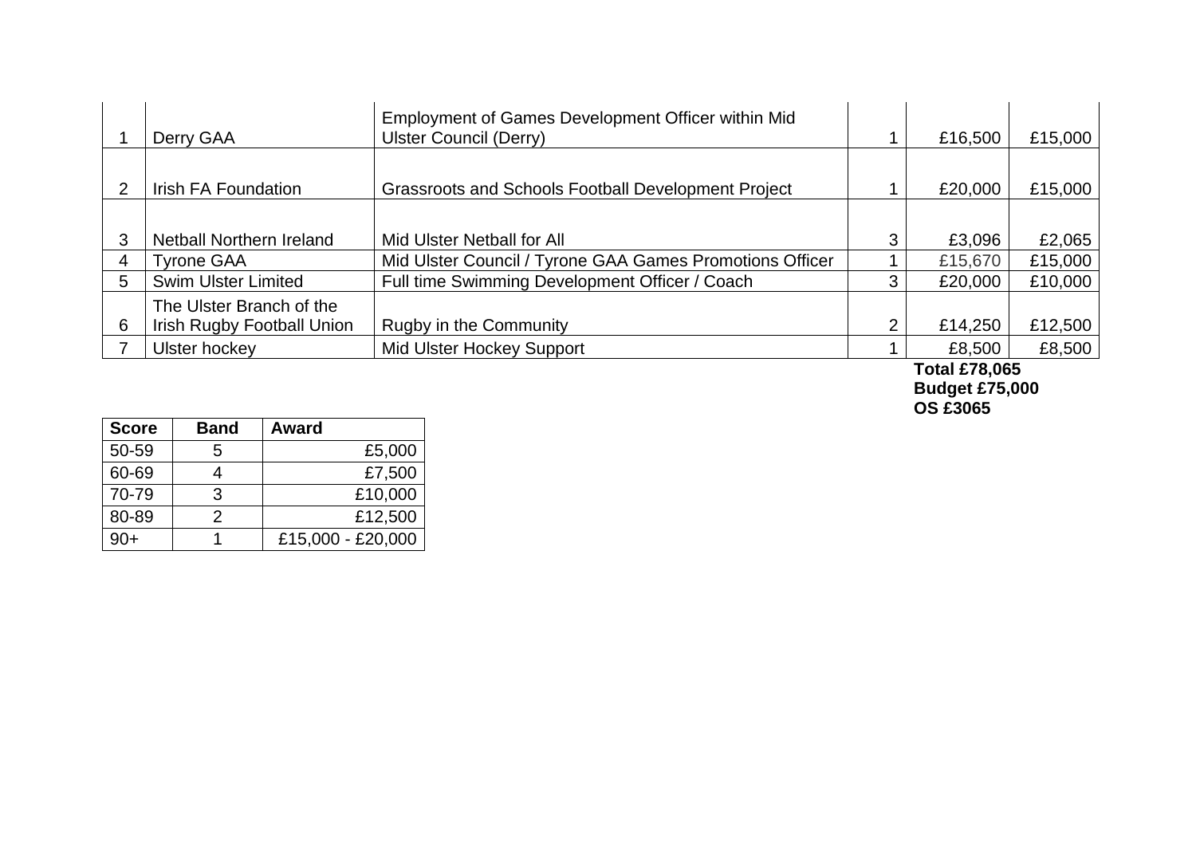| | | | | | |
|---|---|---|---|---|---|
| 1 | Derry GAA | Employment of Games Development Officer within Mid Ulster Council (Derry) | 1 | £16,500 | £15,000 |
| 2 | Irish FA Foundation | Grassroots and Schools Football Development Project | 1 | £20,000 | £15,000 |
| 3 | Netball Northern Ireland | Mid Ulster Netball for All | 3 | £3,096 | £2,065 |
| 4 | Tyrone GAA | Mid Ulster Council / Tyrone GAA Games Promotions Officer | 1 | £15,670 | £15,000 |
| 5 | Swim Ulster Limited | Full time Swimming Development Officer / Coach | 3 | £20,000 | £10,000 |
| 6 | The Ulster Branch of the Irish Rugby Football Union | Rugby in the Community | 2 | £14,250 | £12,500 |
| 7 | Ulster hockey | Mid Ulster Hockey Support | 1 | £8,500 | £8,500 |

**Total £78,065**
**Budget £75,000**
**OS £3065**

| Score | Band | Award |
|---|---|---|
| 50-59 | 5 | £5,000 |
| 60-69 | 4 | £7,500 |
| 70-79 | 3 | £10,000 |
| 80-89 | 2 | £12,500 |
| 90+ | 1 | £15,000 - £20,000 |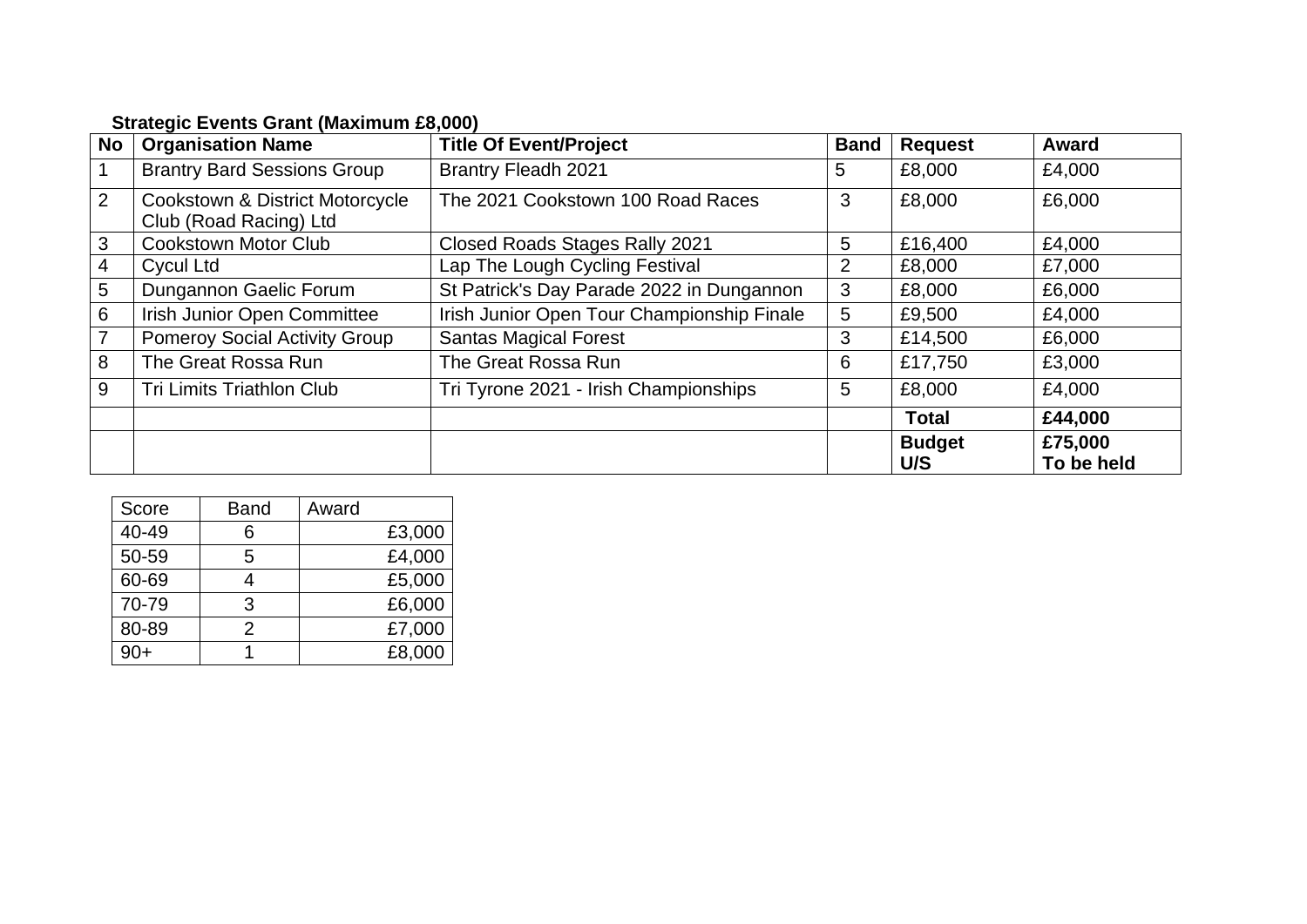**Strategic Events Grant (Maximum £8,000)**

| No | Organisation Name | Title Of Event/Project | Band | Request | Award |
|---|---|---|---|---|---|
| 1 | Brantry Bard Sessions Group | Brantry Fleadh 2021 | 5 | £8,000 | £4,000 |
| 2 | Cookstown & District Motorcycle Club (Road Racing) Ltd | The 2021 Cookstown 100 Road Races | 3 | £8,000 | £6,000 |
| 3 | Cookstown Motor Club | Closed Roads Stages Rally 2021 | 5 | £16,400 | £4,000 |
| 4 | Cycul Ltd | Lap The Lough Cycling Festival | 2 | £8,000 | £7,000 |
| 5 | Dungannon Gaelic Forum | St Patrick's Day Parade 2022 in Dungannon | 3 | £8,000 | £6,000 |
| 6 | Irish Junior Open Committee | Irish Junior Open Tour Championship Finale | 5 | £9,500 | £4,000 |
| 7 | Pomeroy Social Activity Group | Santas Magical Forest | 3 | £14,500 | £6,000 |
| 8 | The Great Rossa Run | The Great Rossa Run | 6 | £17,750 | £3,000 |
| 9 | Tri Limits Triathlon Club | Tri Tyrone 2021 - Irish Championships | 5 | £8,000 | £4,000 |
| | | | | **Total** | **£44,000** |
| | | | | **Budget U/S** | **£75,000 To be held** |

| Score | Band | Award |
|---|---|---|
| 40-49 | 6 | £3,000 |
| 50-59 | 5 | £4,000 |
| 60-69 | 4 | £5,000 |
| 70-79 | 3 | £6,000 |
| 80-89 | 2 | £7,000 |
| 90+ | 1 | £8,000 |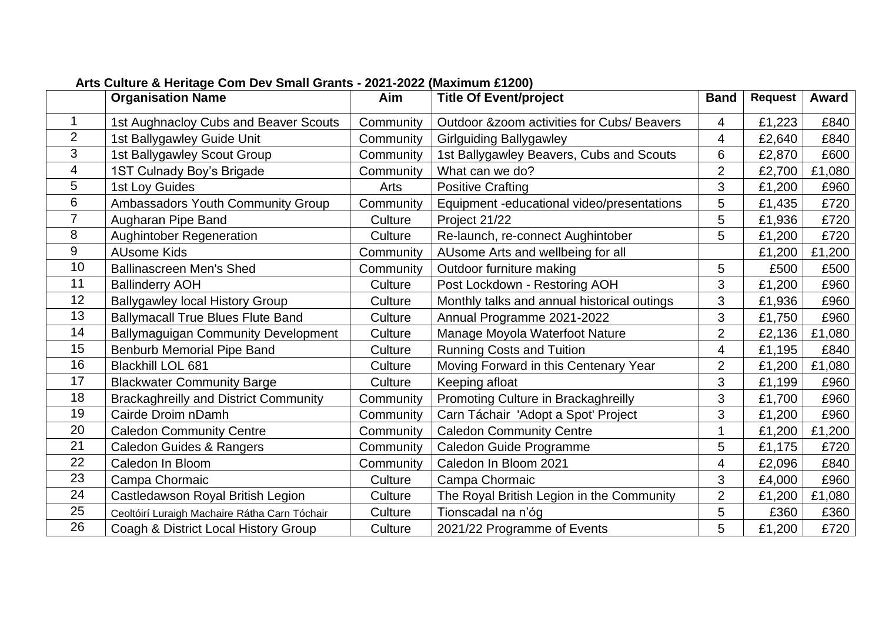**Arts Culture & Heritage Com Dev Small Grants - 2021-2022 (Maximum £1200)**

| | Organisation Name | Aim | Title Of Event/project | Band | Request | Award |
|---|---|---|---|---|---|---|
| 1 | 1st Aughnacloy Cubs and Beaver Scouts | Community | Outdoor &zoom activities for Cubs/ Beavers | 4 | £1,223 | £840 |
| 2 | 1st Ballygawley Guide Unit | Community | Girlguiding Ballygawley | 4 | £2,640 | £840 |
| 3 | 1st Ballygawley Scout Group | Community | 1st Ballygawley Beavers, Cubs and Scouts | 6 | £2,870 | £600 |
| 4 | 1ST Culnady Boy's Brigade | Community | What can we do? | 2 | £2,700 | £1,080 |
| 5 | 1st Loy Guides | Arts | Positive Crafting | 3 | £1,200 | £960 |
| 6 | Ambassadors Youth Community Group | Community | Equipment -educational video/presentations | 5 | £1,435 | £720 |
| 7 | Augharan Pipe Band | Culture | Project 21/22 | 5 | £1,936 | £720 |
| 8 | Aughintober Regeneration | Culture | Re-launch, re-connect Aughintober | 5 | £1,200 | £720 |
| 9 | AUsome Kids | Community | AUsome Arts and wellbeing for all | | £1,200 | £1,200 |
| 10 | Ballinascreen Men's Shed | Community | Outdoor furniture making | 5 | £500 | £500 |
| 11 | Ballinderry AOH | Culture | Post Lockdown - Restoring AOH | 3 | £1,200 | £960 |
| 12 | Ballygawley local History Group | Culture | Monthly talks and annual historical outings | 3 | £1,936 | £960 |
| 13 | Ballymacall True Blues Flute Band | Culture | Annual Programme 2021-2022 | 3 | £1,750 | £960 |
| 14 | Ballymaguigan Community Development | Culture | Manage Moyola Waterfoot Nature | 2 | £2,136 | £1,080 |
| 15 | Benburb Memorial Pipe Band | Culture | Running Costs and Tuition | 4 | £1,195 | £840 |
| 16 | Blackhill LOL 681 | Culture | Moving Forward in this Centenary Year | 2 | £1,200 | £1,080 |
| 17 | Blackwater Community Barge | Culture | Keeping afloat | 3 | £1,199 | £960 |
| 18 | Brackaghreilly and District Community | Community | Promoting Culture in Brackaghreilly | 3 | £1,700 | £960 |
| 19 | Cairde Droim nDamh | Community | Carn Táchair 'Adopt a Spot' Project | 3 | £1,200 | £960 |
| 20 | Caledon Community Centre | Community | Caledon Community Centre | 1 | £1,200 | £1,200 |
| 21 | Caledon Guides & Rangers | Community | Caledon Guide Programme | 5 | £1,175 | £720 |
| 22 | Caledon In Bloom | Community | Caledon In Bloom 2021 | 4 | £2,096 | £840 |
| 23 | Campa Chormaic | Culture | Campa Chormaic | 3 | £4,000 | £960 |
| 24 | Castledawson Royal British Legion | Culture | The Royal British Legion in the Community | 2 | £1,200 | £1,080 |
| 25 | Ceoltóirí Luraigh Machaire Rátha Carn Tóchair | Culture | Tionscadal na n'óg | 5 | £360 | £360 |
| 26 | Coagh & District Local History Group | Culture | 2021/22 Programme of Events | 5 | £1,200 | £720 |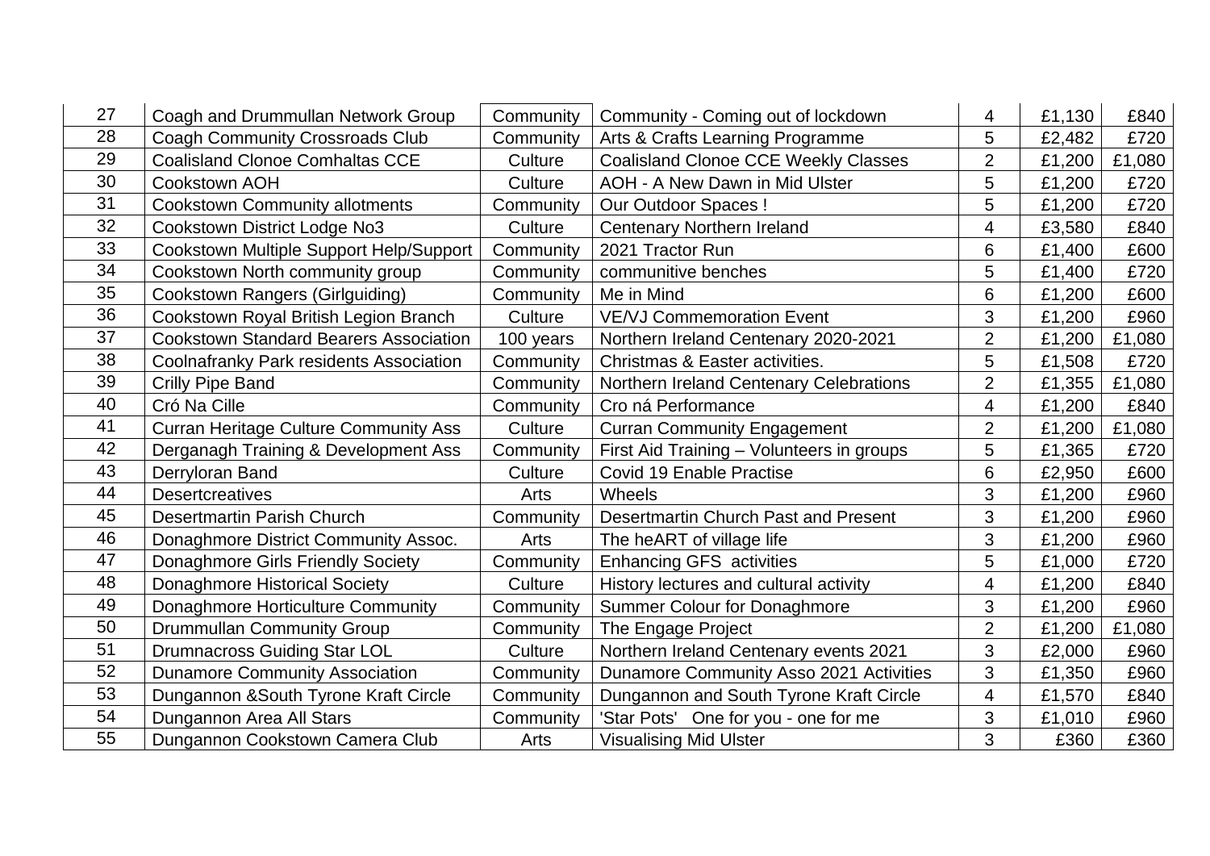| | | | | | | |
|---|---|---|---|---|---|---|
| 27 | Coagh and Drummullan Network Group | Community | Community - Coming out of lockdown | 4 | £1,130 | £840 |
| 28 | Coagh Community Crossroads Club | Community | Arts & Crafts Learning Programme | 5 | £2,482 | £720 |
| 29 | Coalisland Clonoe Comhaltas CCE | Culture | Coalisland Clonoe CCE Weekly Classes | 2 | £1,200 | £1,080 |
| 30 | Cookstown AOH | Culture | AOH - A New Dawn in Mid Ulster | 5 | £1,200 | £720 |
| 31 | Cookstown Community allotments | Community | Our Outdoor Spaces ! | 5 | £1,200 | £720 |
| 32 | Cookstown District Lodge No3 | Culture | Centenary Northern Ireland | 4 | £3,580 | £840 |
| 33 | Cookstown Multiple Support Help/Support | Community | 2021 Tractor Run | 6 | £1,400 | £600 |
| 34 | Cookstown North community group | Community | communitive benches | 5 | £1,400 | £720 |
| 35 | Cookstown Rangers (Girlguiding) | Community | Me in Mind | 6 | £1,200 | £600 |
| 36 | Cookstown Royal British Legion Branch | Culture | VE/VJ Commemoration Event | 3 | £1,200 | £960 |
| 37 | Cookstown Standard Bearers Association | 100 years | Northern Ireland Centenary 2020-2021 | 2 | £1,200 | £1,080 |
| 38 | Coolnafranky Park residents Association | Community | Christmas & Easter activities. | 5 | £1,508 | £720 |
| 39 | Crilly Pipe Band | Community | Northern Ireland Centenary Celebrations | 2 | £1,355 | £1,080 |
| 40 | Cró Na Cille | Community | Cro ná Performance | 4 | £1,200 | £840 |
| 41 | Curran Heritage Culture Community Ass | Culture | Curran Community Engagement | 2 | £1,200 | £1,080 |
| 42 | Derganagh Training & Development Ass | Community | First Aid Training – Volunteers in groups | 5 | £1,365 | £720 |
| 43 | Derryloran Band | Culture | Covid 19 Enable Practise | 6 | £2,950 | £600 |
| 44 | Desertcreatives | Arts | Wheels | 3 | £1,200 | £960 |
| 45 | Desertmartin Parish Church | Community | Desertmartin Church Past and Present | 3 | £1,200 | £960 |
| 46 | Donaghmore District Community Assoc. | Arts | The heART of village life | 3 | £1,200 | £960 |
| 47 | Donaghmore Girls Friendly Society | Community | Enhancing GFS activities | 5 | £1,000 | £720 |
| 48 | Donaghmore Historical Society | Culture | History lectures and cultural activity | 4 | £1,200 | £840 |
| 49 | Donaghmore Horticulture Community | Community | Summer Colour for Donaghmore | 3 | £1,200 | £960 |
| 50 | Drummullan Community Group | Community | The Engage Project | 2 | £1,200 | £1,080 |
| 51 | Drumnacross Guiding Star LOL | Culture | Northern Ireland Centenary events 2021 | 3 | £2,000 | £960 |
| 52 | Dunamore Community Association | Community | Dunamore Community Asso 2021 Activities | 3 | £1,350 | £960 |
| 53 | Dungannon &South Tyrone Kraft Circle | Community | Dungannon and South Tyrone Kraft Circle | 4 | £1,570 | £840 |
| 54 | Dungannon Area All Stars | Community | 'Star Pots' One for you - one for me | 3 | £1,010 | £960 |
| 55 | Dungannon Cookstown Camera Club | Arts | Visualising Mid Ulster | 3 | £360 | £360 |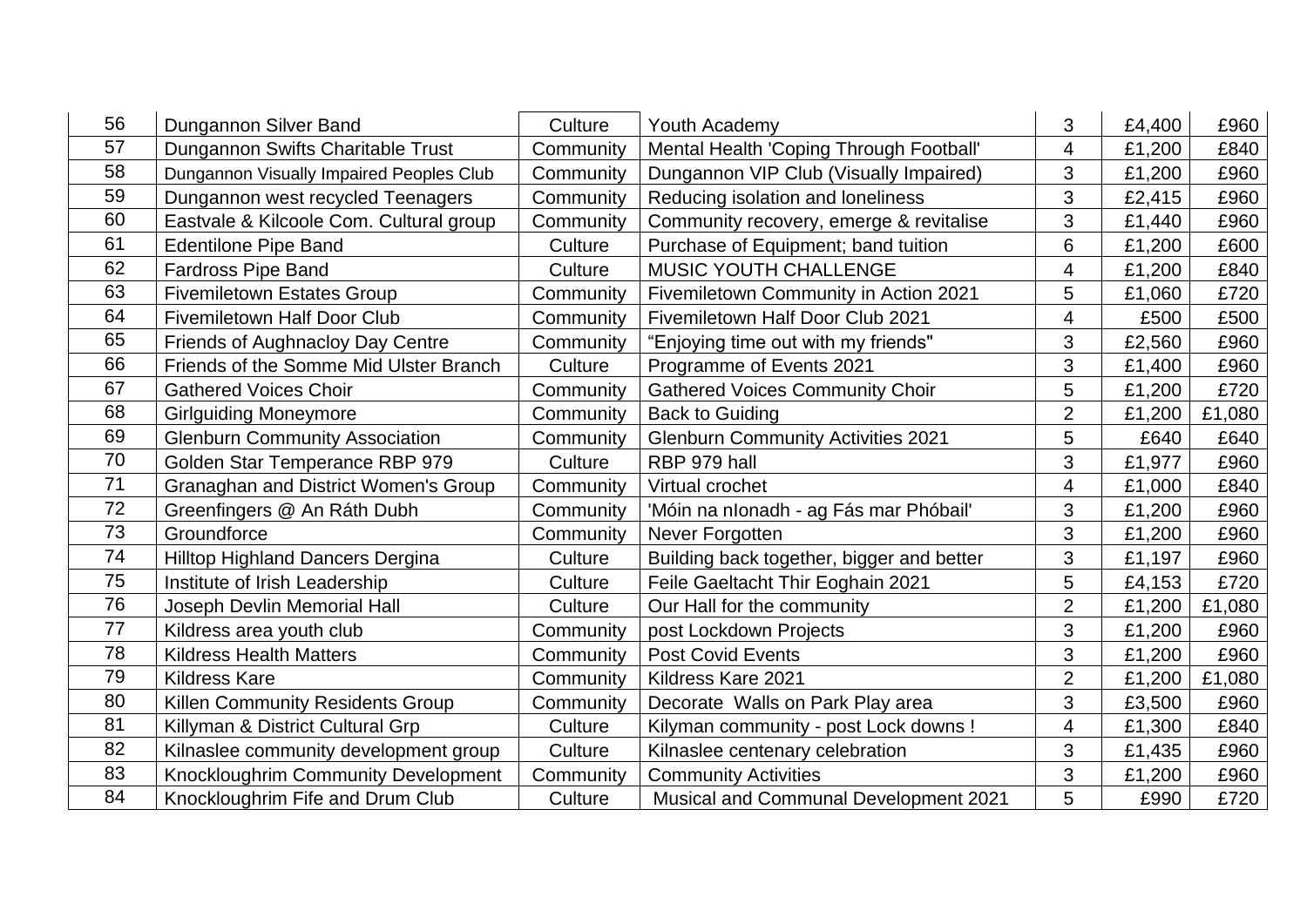| | | | | | | |
|---|---|---|---|---|---|---|
| 56 | Dungannon Silver Band | Culture | Youth Academy | 3 | £4,400 | £960 |
| 57 | Dungannon Swifts Charitable Trust | Community | Mental Health 'Coping Through Football' | 4 | £1,200 | £840 |
| 58 | Dungannon Visually Impaired Peoples Club | Community | Dungannon VIP Club (Visually Impaired) | 3 | £1,200 | £960 |
| 59 | Dungannon west recycled Teenagers | Community | Reducing isolation and loneliness | 3 | £2,415 | £960 |
| 60 | Eastvale & Kilcoole Com. Cultural group | Community | Community recovery, emerge & revitalise | 3 | £1,440 | £960 |
| 61 | Edentilone Pipe Band | Culture | Purchase of Equipment; band tuition | 6 | £1,200 | £600 |
| 62 | Fardross Pipe Band | Culture | MUSIC YOUTH CHALLENGE | 4 | £1,200 | £840 |
| 63 | Fivemiletown Estates Group | Community | Fivemiletown Community in Action 2021 | 5 | £1,060 | £720 |
| 64 | Fivemiletown Half Door Club | Community | Fivemiletown Half Door Club 2021 | 4 | £500 | £500 |
| 65 | Friends of Aughnacloy Day Centre | Community | "Enjoying time out with my friends" | 3 | £2,560 | £960 |
| 66 | Friends of the Somme Mid Ulster Branch | Culture | Programme of Events 2021 | 3 | £1,400 | £960 |
| 67 | Gathered Voices Choir | Community | Gathered Voices Community Choir | 5 | £1,200 | £720 |
| 68 | Girlguiding Moneymore | Community | Back to Guiding | 2 | £1,200 | £1,080 |
| 69 | Glenburn Community Association | Community | Glenburn Community Activities 2021 | 5 | £640 | £640 |
| 70 | Golden Star Temperance RBP 979 | Culture | RBP 979 hall | 3 | £1,977 | £960 |
| 71 | Granaghan and District Women's Group | Community | Virtual crochet | 4 | £1,000 | £840 |
| 72 | Greenfingers @ An Ráth Dubh | Community | 'Móin na nIonadh - ag Fás mar Phóbail' | 3 | £1,200 | £960 |
| 73 | Groundforce | Community | Never Forgotten | 3 | £1,200 | £960 |
| 74 | Hilltop Highland Dancers Dergina | Culture | Building back together, bigger and better | 3 | £1,197 | £960 |
| 75 | Institute of Irish Leadership | Culture | Feile Gaeltacht Thir Eoghain 2021 | 5 | £4,153 | £720 |
| 76 | Joseph Devlin Memorial Hall | Culture | Our Hall for the community | 2 | £1,200 | £1,080 |
| 77 | Kildress area youth club | Community | post Lockdown Projects | 3 | £1,200 | £960 |
| 78 | Kildress Health Matters | Community | Post Covid Events | 3 | £1,200 | £960 |
| 79 | Kildress Kare | Community | Kildress Kare 2021 | 2 | £1,200 | £1,080 |
| 80 | Killen Community Residents Group | Community | Decorate Walls on Park Play area | 3 | £3,500 | £960 |
| 81 | Killyman & District Cultural Grp | Culture | Kilyman community - post Lock downs ! | 4 | £1,300 | £840 |
| 82 | Kilnaslee community development group | Culture | Kilnaslee centenary celebration | 3 | £1,435 | £960 |
| 83 | Knockloughrim Community Development | Community | Community Activities | 3 | £1,200 | £960 |
| 84 | Knockloughrim Fife and Drum Club | Culture | Musical and Communal Development 2021 | 5 | £990 | £720 |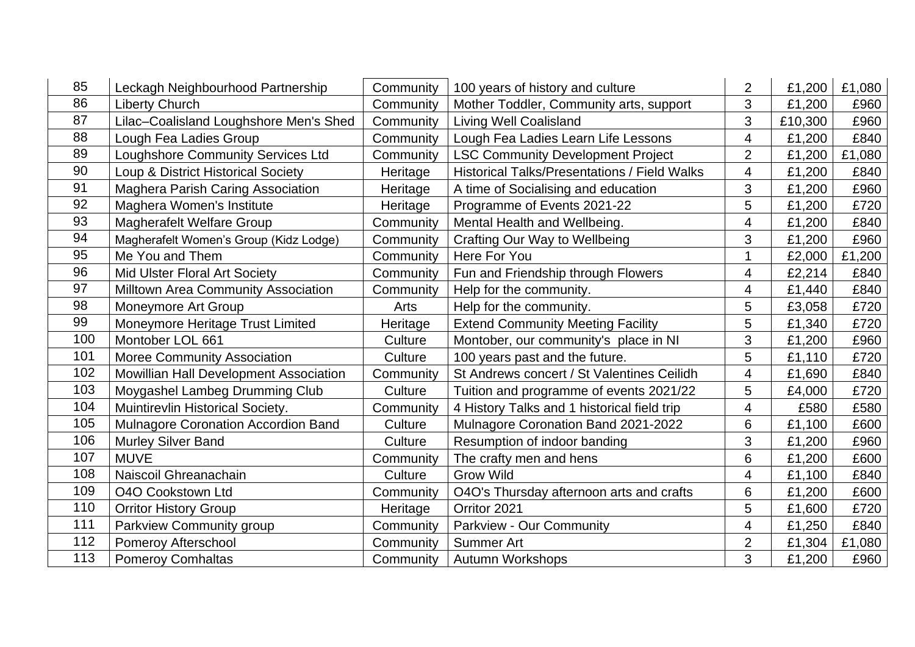| 85 | Leckagh Neighbourhood Partnership | Community | 100 years of history and culture | 2 | £1,200 | £1,080 |
|---|---|---|---|---|---|---|
| 86 | Liberty Church | Community | Mother Toddler, Community arts, support | 3 | £1,200 | £960 |
| 87 | Lilac–Coalisland Loughshore Men's Shed | Community | Living Well Coalisland | 3 | £10,300 | £960 |
| 88 | Lough Fea Ladies Group | Community | Lough Fea Ladies Learn Life Lessons | 4 | £1,200 | £840 |
| 89 | Loughshore Community Services Ltd | Community | LSC Community Development Project | 2 | £1,200 | £1,080 |
| 90 | Loup & District Historical Society | Heritage | Historical Talks/Presentations / Field Walks | 4 | £1,200 | £840 |
| 91 | Maghera Parish Caring Association | Heritage | A time of Socialising and education | 3 | £1,200 | £960 |
| 92 | Maghera Women's Institute | Heritage | Programme of Events 2021-22 | 5 | £1,200 | £720 |
| 93 | Magherafelt Welfare Group | Community | Mental Health and Wellbeing. | 4 | £1,200 | £840 |
| 94 | Magherafelt Women's Group (Kidz Lodge) | Community | Crafting Our Way to Wellbeing | 3 | £1,200 | £960 |
| 95 | Me You and Them | Community | Here For You | 1 | £2,000 | £1,200 |
| 96 | Mid Ulster Floral Art Society | Community | Fun and Friendship through Flowers | 4 | £2,214 | £840 |
| 97 | Milltown Area Community Association | Community | Help for the community. | 4 | £1,440 | £840 |
| 98 | Moneymore Art Group | Arts | Help for the community. | 5 | £3,058 | £720 |
| 99 | Moneymore Heritage Trust Limited | Heritage | Extend Community Meeting Facility | 5 | £1,340 | £720 |
| 100 | Montober LOL 661 | Culture | Montober, our community's place in NI | 3 | £1,200 | £960 |
| 101 | Moree Community Association | Culture | 100 years past and the future. | 5 | £1,110 | £720 |
| 102 | Mowillian Hall Development Association | Community | St Andrews concert / St Valentines Ceilidh | 4 | £1,690 | £840 |
| 103 | Moygashel Lambeg Drumming Club | Culture | Tuition and programme of events 2021/22 | 5 | £4,000 | £720 |
| 104 | Muintirevlin Historical Society. | Community | 4 History Talks and 1 historical field trip | 4 | £580 | £580 |
| 105 | Mulnagore Coronation Accordion Band | Culture | Mulnagore Coronation Band 2021-2022 | 6 | £1,100 | £600 |
| 106 | Murley Silver Band | Culture | Resumption of indoor banding | 3 | £1,200 | £960 |
| 107 | MUVE | Community | The crafty men and hens | 6 | £1,200 | £600 |
| 108 | Naiscoil Ghreanachain | Culture | Grow Wild | 4 | £1,100 | £840 |
| 109 | O4O Cookstown Ltd | Community | O4O's Thursday afternoon arts and crafts | 6 | £1,200 | £600 |
| 110 | Orritor History Group | Heritage | Orritor 2021 | 5 | £1,600 | £720 |
| 111 | Parkview Community group | Community | Parkview - Our Community | 4 | £1,250 | £840 |
| 112 | Pomeroy Afterschool | Community | Summer Art | 2 | £1,304 | £1,080 |
| 113 | Pomeroy Comhaltas | Community | Autumn Workshops | 3 | £1,200 | £960 |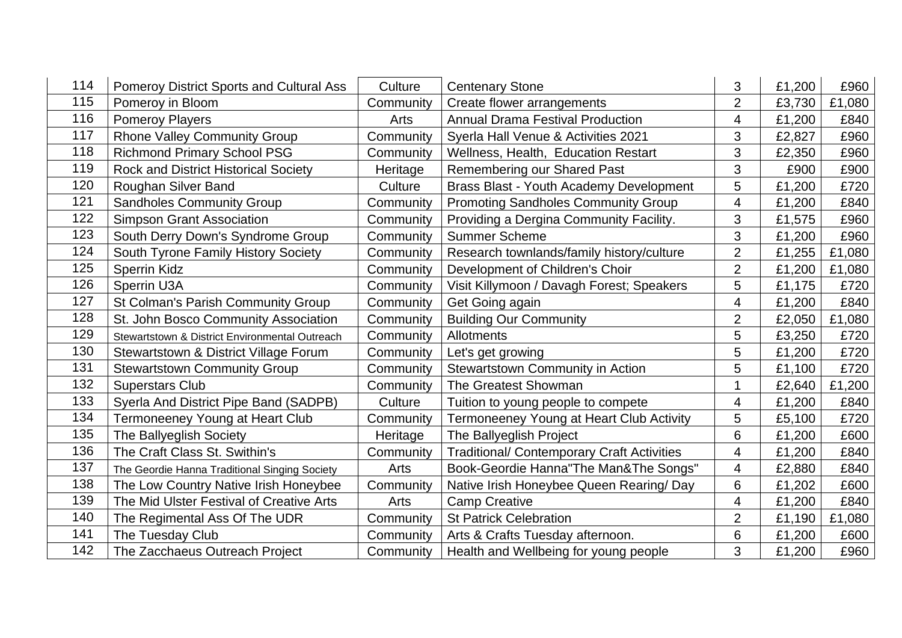| | | | | | | |
|---|---|---|---|---|---|---|
| 114 | Pomeroy District Sports and Cultural Ass | Culture | Centenary Stone | 3 | £1,200 | £960 |
| 115 | Pomeroy in Bloom | Community | Create flower arrangements | 2 | £3,730 | £1,080 |
| 116 | Pomeroy Players | Arts | Annual Drama Festival Production | 4 | £1,200 | £840 |
| 117 | Rhone Valley Community Group | Community | Syerla Hall Venue & Activities 2021 | 3 | £2,827 | £960 |
| 118 | Richmond Primary School PSG | Community | Wellness, Health, Education Restart | 3 | £2,350 | £960 |
| 119 | Rock and District Historical Society | Heritage | Remembering our Shared Past | 3 | £900 | £900 |
| 120 | Roughan Silver Band | Culture | Brass Blast - Youth Academy Development | 5 | £1,200 | £720 |
| 121 | Sandholes Community Group | Community | Promoting Sandholes Community Group | 4 | £1,200 | £840 |
| 122 | Simpson Grant Association | Community | Providing a Dergina Community Facility. | 3 | £1,575 | £960 |
| 123 | South Derry Down's Syndrome Group | Community | Summer Scheme | 3 | £1,200 | £960 |
| 124 | South Tyrone Family History Society | Community | Research townlands/family history/culture | 2 | £1,255 | £1,080 |
| 125 | Sperrin Kidz | Community | Development of Children's Choir | 2 | £1,200 | £1,080 |
| 126 | Sperrin U3A | Community | Visit Killymoon / Davagh Forest; Speakers | 5 | £1,175 | £720 |
| 127 | St Colman's Parish Community Group | Community | Get Going again | 4 | £1,200 | £840 |
| 128 | St. John Bosco Community Association | Community | Building Our Community | 2 | £2,050 | £1,080 |
| 129 | Stewartstown & District Environmental Outreach | Community | Allotments | 5 | £3,250 | £720 |
| 130 | Stewartstown & District Village Forum | Community | Let's get growing | 5 | £1,200 | £720 |
| 131 | Stewartstown Community Group | Community | Stewartstown Community in Action | 5 | £1,100 | £720 |
| 132 | Superstars Club | Community | The Greatest Showman | 1 | £2,640 | £1,200 |
| 133 | Syerla And District Pipe Band (SADPB) | Culture | Tuition to young people to compete | 4 | £1,200 | £840 |
| 134 | Termoneeney Young at Heart Club | Community | Termoneeney Young at Heart Club Activity | 5 | £5,100 | £720 |
| 135 | The Ballyeglish Society | Heritage | The Ballyeglish Project | 6 | £1,200 | £600 |
| 136 | The Craft Class St. Swithin's | Community | Traditional/ Contemporary Craft Activities | 4 | £1,200 | £840 |
| 137 | The Geordie Hanna Traditional Singing Society | Arts | Book-Geordie Hanna"The Man&The Songs" | 4 | £2,880 | £840 |
| 138 | The Low Country Native Irish Honeybee | Community | Native Irish Honeybee Queen Rearing/ Day | 6 | £1,202 | £600 |
| 139 | The Mid Ulster Festival of Creative Arts | Arts | Camp Creative | 4 | £1,200 | £840 |
| 140 | The Regimental Ass Of The UDR | Community | St Patrick Celebration | 2 | £1,190 | £1,080 |
| 141 | The Tuesday Club | Community | Arts & Crafts Tuesday afternoon. | 6 | £1,200 | £600 |
| 142 | The Zacchaeus Outreach Project | Community | Health and Wellbeing for young people | 3 | £1,200 | £960 |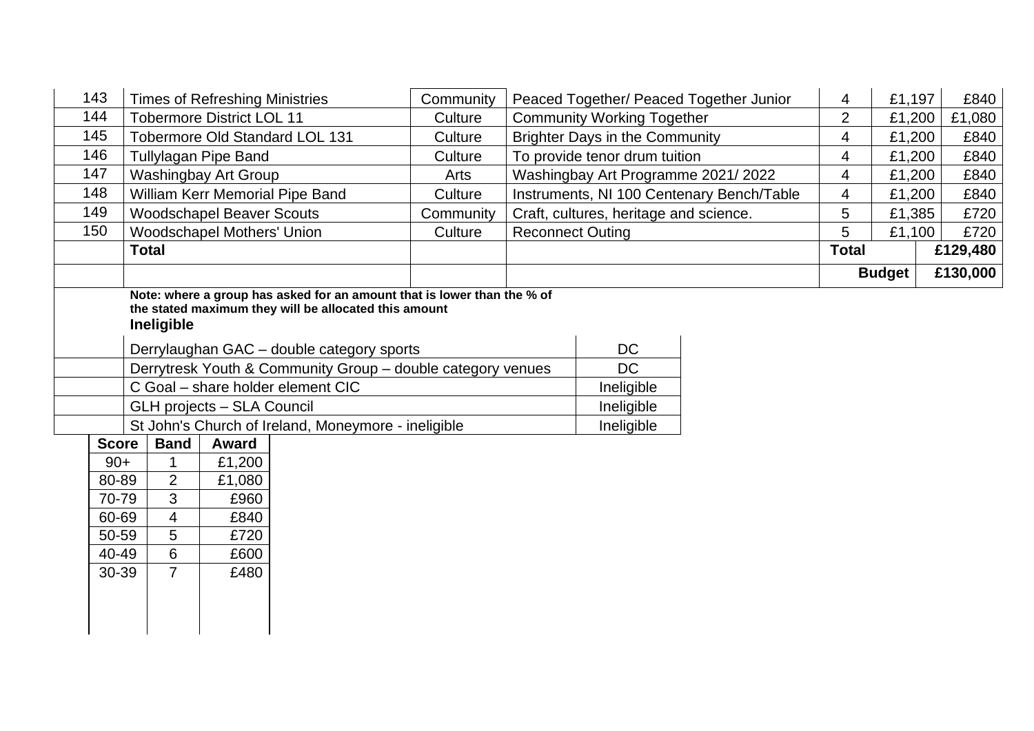| | | | | | | |
|---|---|---|---|---|---|---|
| 143 | Times of Refreshing Ministries | Community | Peaced Together/ Peaced Together Junior | 4 | £1,197 | £840 |
| 144 | Tobermore District LOL 11 | Culture | Community Working Together | 2 | £1,200 | £1,080 |
| 145 | Tobermore Old Standard LOL 131 | Culture | Brighter Days in the Community | 4 | £1,200 | £840 |
| 146 | Tullylagan Pipe Band | Culture | To provide tenor drum tuition | 4 | £1,200 | £840 |
| 147 | Washingbay Art Group | Arts | Washingbay Art Programme 2021/ 2022 | 4 | £1,200 | £840 |
| 148 | William Kerr Memorial Pipe Band | Culture | Instruments, NI 100 Centenary Bench/Table | 4 | £1,200 | £840 |
| 149 | Woodschapel Beaver Scouts | Community | Craft, cultures, heritage and science. | 5 | £1,385 | £720 |
| 150 | Woodschapel Mothers' Union | Culture | Reconnect Outing | 5 | £1,100 | £720 |
| | **Total** | | | **Total** | | **£129,480** |
| | | | | | **Budget** | **£130,000** |

**Note: where a group has asked for an amount that is lower than the % of the stated maximum they will be allocated this amount**

**Ineligible**

| | |
|---|---|
| Derrylaughan GAC – double category sports | DC |
| Derrytresk Youth & Community Group – double category venues | DC |
| C Goal – share holder element CIC | Ineligible |
| GLH projects – SLA Council | Ineligible |
| St John's Church of Ireland, Moneymore - ineligible | Ineligible |

| Score | Band | Award |
|---|---|---|
| 90+ | 1 | £1,200 |
| 80-89 | 2 | £1,080 |
| 70-79 | 3 | £960 |
| 60-69 | 4 | £840 |
| 50-59 | 5 | £720 |
| 40-49 | 6 | £600 |
| 30-39 | 7 | £480 |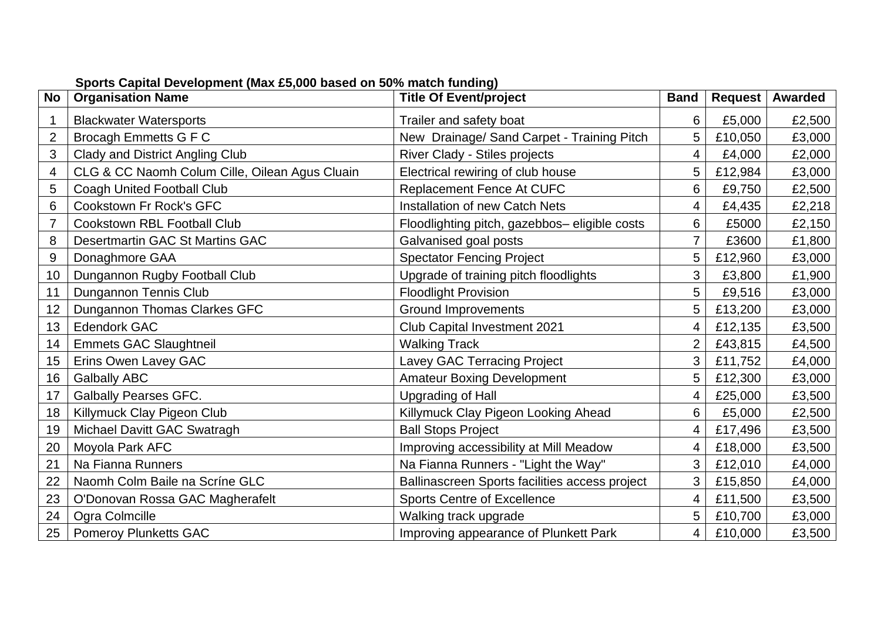**Sports Capital Development (Max £5,000 based on 50% match funding)**

| No | Organisation Name | Title Of Event/project | Band | Request | Awarded |
|---|---|---|---|---|---|
| 1 | Blackwater Watersports | Trailer and safety boat | 6 | £5,000 | £2,500 |
| 2 | Brocagh Emmetts G F C | New Drainage/ Sand Carpet - Training Pitch | 5 | £10,050 | £3,000 |
| 3 | Clady and District Angling Club | River Clady - Stiles projects | 4 | £4,000 | £2,000 |
| 4 | CLG & CC Naomh Colum Cille, Oilean Agus Cluain | Electrical rewiring of club house | 5 | £12,984 | £3,000 |
| 5 | Coagh United Football Club | Replacement Fence At CUFC | 6 | £9,750 | £2,500 |
| 6 | Cookstown Fr Rock's GFC | Installation of new Catch Nets | 4 | £4,435 | £2,218 |
| 7 | Cookstown RBL Football Club | Floodlighting pitch, gazebbos– eligible costs | 6 | £5000 | £2,150 |
| 8 | Desertmartin GAC St Martins GAC | Galvanised goal posts | 7 | £3600 | £1,800 |
| 9 | Donaghmore GAA | Spectator Fencing Project | 5 | £12,960 | £3,000 |
| 10 | Dungannon Rugby Football Club | Upgrade of training pitch floodlights | 3 | £3,800 | £1,900 |
| 11 | Dungannon Tennis Club | Floodlight Provision | 5 | £9,516 | £3,000 |
| 12 | Dungannon Thomas Clarkes GFC | Ground Improvements | 5 | £13,200 | £3,000 |
| 13 | Edendork GAC | Club Capital Investment 2021 | 4 | £12,135 | £3,500 |
| 14 | Emmets GAC Slaughtneil | Walking Track | 2 | £43,815 | £4,500 |
| 15 | Erins Owen Lavey GAC | Lavey GAC Terracing Project | 3 | £11,752 | £4,000 |
| 16 | Galbally ABC | Amateur Boxing Development | 5 | £12,300 | £3,000 |
| 17 | Galbally Pearses GFC. | Upgrading of Hall | 4 | £25,000 | £3,500 |
| 18 | Killymuck Clay Pigeon Club | Killymuck Clay Pigeon Looking Ahead | 6 | £5,000 | £2,500 |
| 19 | Michael Davitt GAC Swatragh | Ball Stops Project | 4 | £17,496 | £3,500 |
| 20 | Moyola Park AFC | Improving accessibility at Mill Meadow | 4 | £18,000 | £3,500 |
| 21 | Na Fianna Runners | Na Fianna Runners - "Light the Way" | 3 | £12,010 | £4,000 |
| 22 | Naomh Colm Baile na Scríne GLC | Ballinascreen Sports facilities access project | 3 | £15,850 | £4,000 |
| 23 | O'Donovan Rossa GAC Magherafelt | Sports Centre of Excellence | 4 | £11,500 | £3,500 |
| 24 | Ogra Colmcille | Walking track upgrade | 5 | £10,700 | £3,000 |
| 25 | Pomeroy Plunketts GAC | Improving appearance of Plunkett Park | 4 | £10,000 | £3,500 |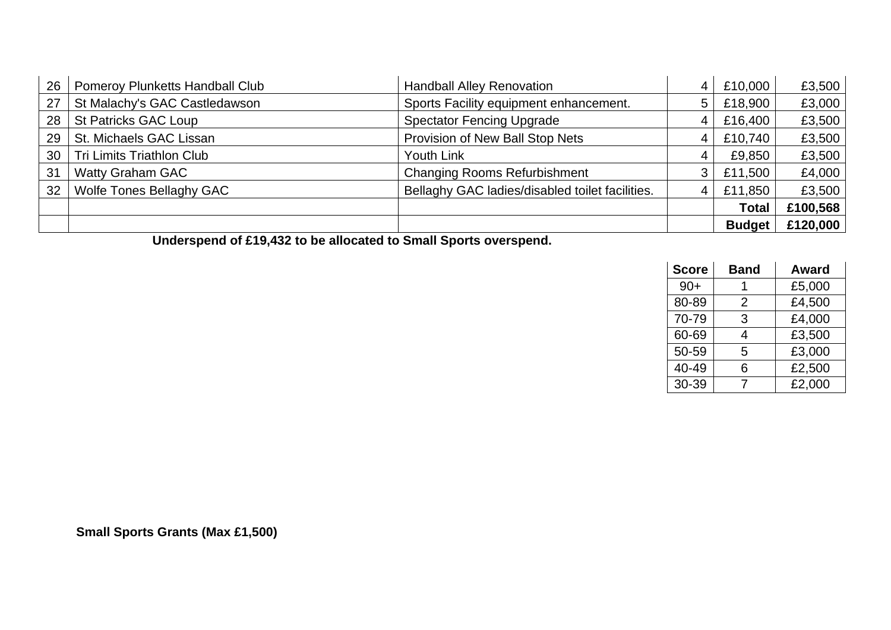| | | | | | |
|---|---|---|---|---|---|
| 26 | Pomeroy Plunketts Handball Club | Handball Alley Renovation | 4 | £10,000 | £3,500 |
| 27 | St Malachy's GAC Castledawson | Sports Facility equipment enhancement. | 5 | £18,900 | £3,000 |
| 28 | St Patricks GAC Loup | Spectator Fencing Upgrade | 4 | £16,400 | £3,500 |
| 29 | St. Michaels GAC Lissan | Provision of New Ball Stop Nets | 4 | £10,740 | £3,500 |
| 30 | Tri Limits Triathlon Club | Youth Link | 4 | £9,850 | £3,500 |
| 31 | Watty Graham GAC | Changing Rooms Refurbishment | 3 | £11,500 | £4,000 |
| 32 | Wolfe Tones Bellaghy GAC | Bellaghy GAC ladies/disabled toilet facilities. | 4 | £11,850 | £3,500 |
| | | | | **Total** | **£100,568** |
| | | | | **Budget** | **£120,000** |

**Underspend of £19,432 to be allocated to Small Sports overspend.**

| Score | Band | Award |
|---|---|---|
| 90+ | 1 | £5,000 |
| 80-89 | 2 | £4,500 |
| 70-79 | 3 | £4,000 |
| 60-69 | 4 | £3,500 |
| 50-59 | 5 | £3,000 |
| 40-49 | 6 | £2,500 |
| 30-39 | 7 | £2,000 |

**Small Sports Grants (Max £1,500)**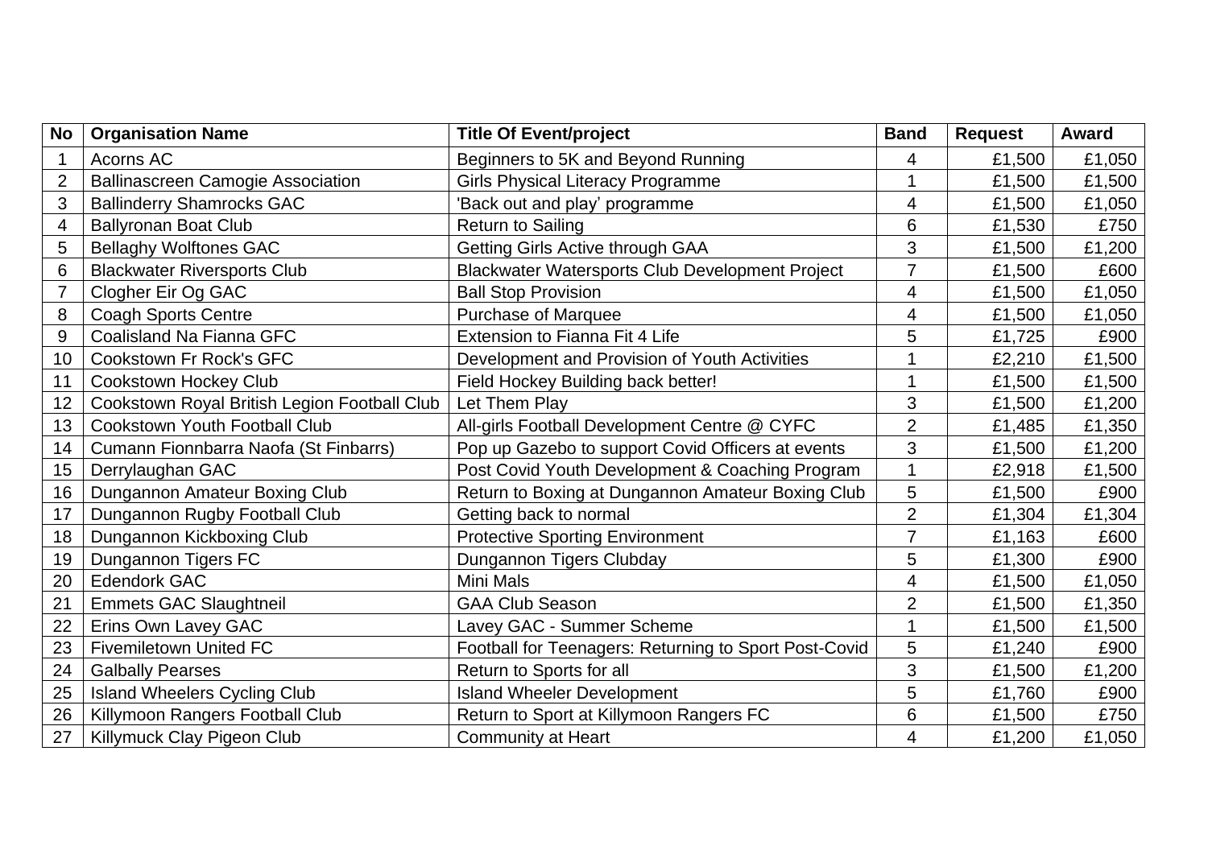| No | Organisation Name | Title Of Event/project | Band | Request | Award |
|---|---|---|---|---|---|
| 1 | Acorns AC | Beginners to 5K and Beyond Running | 4 | £1,500 | £1,050 |
| 2 | Ballinascreen Camogie Association | Girls Physical Literacy Programme | 1 | £1,500 | £1,500 |
| 3 | Ballinderry Shamrocks GAC | 'Back out and play' programme | 4 | £1,500 | £1,050 |
| 4 | Ballyronan Boat Club | Return to Sailing | 6 | £1,530 | £750 |
| 5 | Bellaghy Wolftones GAC | Getting Girls Active through GAA | 3 | £1,500 | £1,200 |
| 6 | Blackwater Riversports Club | Blackwater Watersports Club Development Project | 7 | £1,500 | £600 |
| 7 | Clogher Eir Og GAC | Ball Stop Provision | 4 | £1,500 | £1,050 |
| 8 | Coagh Sports Centre | Purchase of Marquee | 4 | £1,500 | £1,050 |
| 9 | Coalisland Na Fianna GFC | Extension to Fianna Fit 4 Life | 5 | £1,725 | £900 |
| 10 | Cookstown Fr Rock's GFC | Development and Provision of Youth Activities | 1 | £2,210 | £1,500 |
| 11 | Cookstown Hockey Club | Field Hockey Building back better! | 1 | £1,500 | £1,500 |
| 12 | Cookstown Royal British Legion Football Club | Let Them Play | 3 | £1,500 | £1,200 |
| 13 | Cookstown Youth Football Club | All-girls Football Development Centre @ CYFC | 2 | £1,485 | £1,350 |
| 14 | Cumann Fionnbarra Naofa (St Finbarrs) | Pop up Gazebo to support Covid Officers at events | 3 | £1,500 | £1,200 |
| 15 | Derrylaughan GAC | Post Covid Youth Development & Coaching Program | 1 | £2,918 | £1,500 |
| 16 | Dungannon Amateur Boxing Club | Return to Boxing at Dungannon Amateur Boxing Club | 5 | £1,500 | £900 |
| 17 | Dungannon Rugby Football Club | Getting back to normal | 2 | £1,304 | £1,304 |
| 18 | Dungannon Kickboxing Club | Protective Sporting Environment | 7 | £1,163 | £600 |
| 19 | Dungannon Tigers FC | Dungannon Tigers Clubday | 5 | £1,300 | £900 |
| 20 | Edendork GAC | Mini Mals | 4 | £1,500 | £1,050 |
| 21 | Emmets GAC Slaughtneil | GAA Club Season | 2 | £1,500 | £1,350 |
| 22 | Erins Own Lavey GAC | Lavey GAC - Summer Scheme | 1 | £1,500 | £1,500 |
| 23 | Fivemiletown United FC | Football for Teenagers: Returning to Sport Post-Covid | 5 | £1,240 | £900 |
| 24 | Galbally Pearses | Return to Sports for all | 3 | £1,500 | £1,200 |
| 25 | Island Wheelers Cycling Club | Island Wheeler Development | 5 | £1,760 | £900 |
| 26 | Killymoon Rangers Football Club | Return to Sport at Killymoon Rangers FC | 6 | £1,500 | £750 |
| 27 | Killymuck Clay Pigeon Club | Community at Heart | 4 | £1,200 | £1,050 |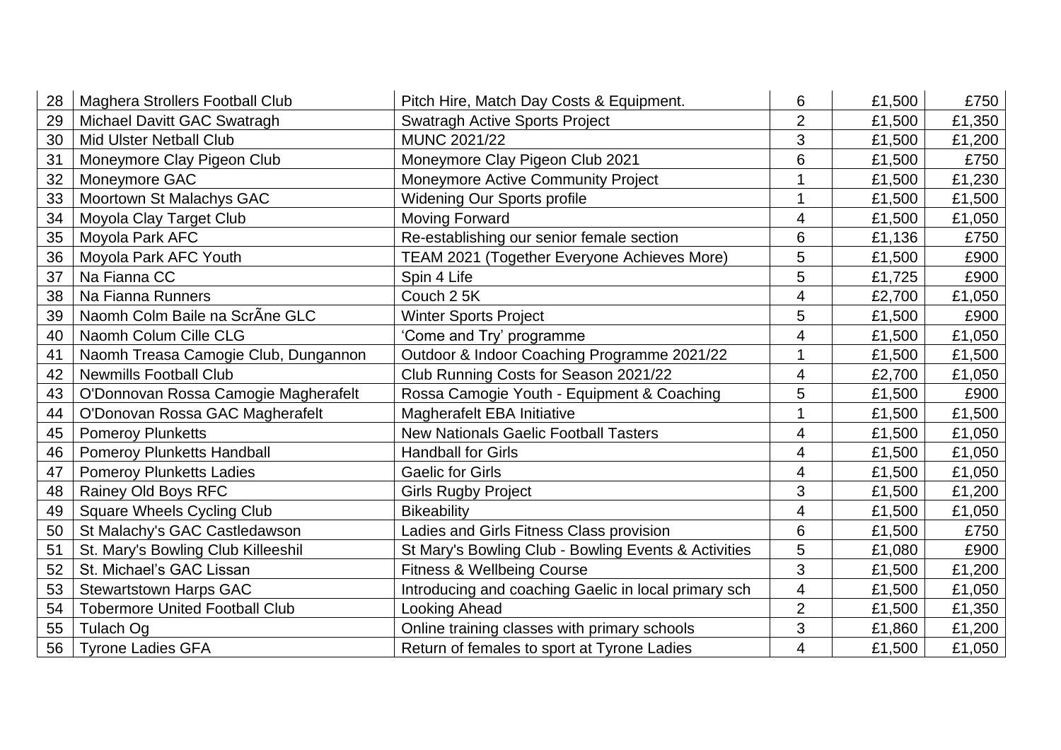| 28 | Maghera Strollers Football Club | Pitch Hire, Match Day Costs & Equipment. | 6 | £1,500 | £750 |
|---|---|---|---|---|---|
| 29 | Michael Davitt GAC Swatragh | Swatragh Active Sports Project | 2 | £1,500 | £1,350 |
| 30 | Mid Ulster Netball Club | MUNC 2021/22 | 3 | £1,500 | £1,200 |
| 31 | Moneymore Clay Pigeon Club | Moneymore Clay Pigeon Club 2021 | 6 | £1,500 | £750 |
| 32 | Moneymore GAC | Moneymore Active Community Project | 1 | £1,500 | £1,230 |
| 33 | Moortown St Malachys GAC | Widening Our Sports profile | 1 | £1,500 | £1,500 |
| 34 | Moyola Clay Target Club | Moving Forward | 4 | £1,500 | £1,050 |
| 35 | Moyola Park AFC | Re-establishing our senior female section | 6 | £1,136 | £750 |
| 36 | Moyola Park AFC Youth | TEAM 2021 (Together Everyone Achieves More) | 5 | £1,500 | £900 |
| 37 | Na Fianna CC | Spin 4 Life | 5 | £1,725 | £900 |
| 38 | Na Fianna Runners | Couch 2 5K | 4 | £2,700 | £1,050 |
| 39 | Naomh Colm Baile na ScrÃne GLC | Winter Sports Project | 5 | £1,500 | £900 |
| 40 | Naomh Colum Cille CLG | 'Come and Try' programme | 4 | £1,500 | £1,050 |
| 41 | Naomh Treasa Camogie Club, Dungannon | Outdoor & Indoor Coaching Programme 2021/22 | 1 | £1,500 | £1,500 |
| 42 | Newmills Football Club | Club Running Costs for Season 2021/22 | 4 | £2,700 | £1,050 |
| 43 | O'Donnovan Rossa Camogie Magherafelt | Rossa Camogie Youth - Equipment & Coaching | 5 | £1,500 | £900 |
| 44 | O'Donovan Rossa GAC Magherafelt | Magherafelt EBA Initiative | 1 | £1,500 | £1,500 |
| 45 | Pomeroy Plunketts | New Nationals Gaelic Football Tasters | 4 | £1,500 | £1,050 |
| 46 | Pomeroy Plunketts Handball | Handball for Girls | 4 | £1,500 | £1,050 |
| 47 | Pomeroy Plunketts Ladies | Gaelic for Girls | 4 | £1,500 | £1,050 |
| 48 | Rainey Old Boys RFC | Girls Rugby Project | 3 | £1,500 | £1,200 |
| 49 | Square Wheels Cycling Club | Bikeability | 4 | £1,500 | £1,050 |
| 50 | St Malachy's GAC Castledawson | Ladies and Girls Fitness Class provision | 6 | £1,500 | £750 |
| 51 | St. Mary's Bowling Club Killeeshil | St Mary's Bowling Club - Bowling Events & Activities | 5 | £1,080 | £900 |
| 52 | St. Michael's GAC Lissan | Fitness & Wellbeing Course | 3 | £1,500 | £1,200 |
| 53 | Stewartstown Harps GAC | Introducing and coaching Gaelic in local primary sch | 4 | £1,500 | £1,050 |
| 54 | Tobermore United Football Club | Looking Ahead | 2 | £1,500 | £1,350 |
| 55 | Tulach Og | Online training classes with primary schools | 3 | £1,860 | £1,200 |
| 56 | Tyrone Ladies GFA | Return of females to sport at Tyrone Ladies | 4 | £1,500 | £1,050 |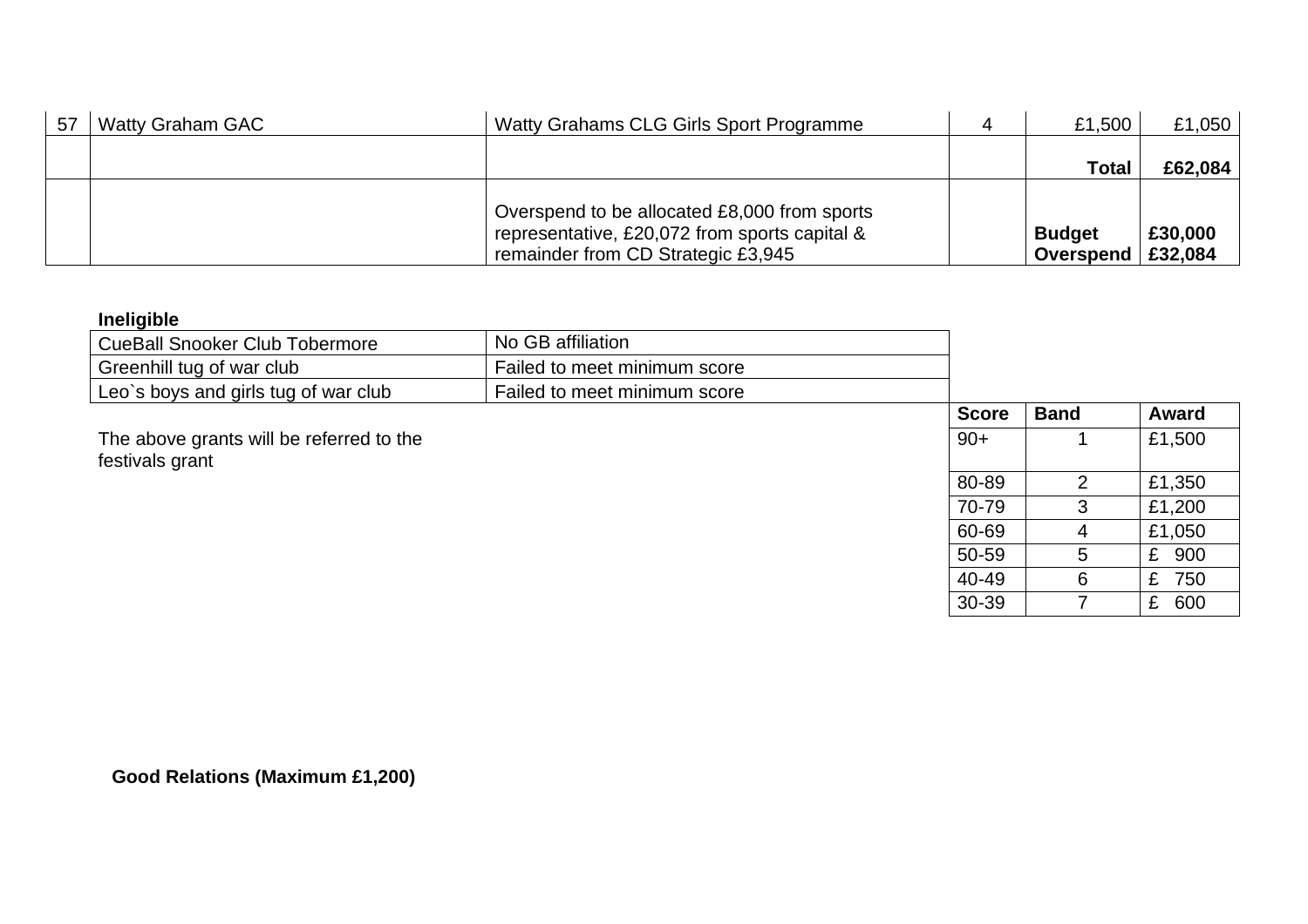| 57 | Watty Graham GAC | Watty Grahams CLG Girls Sport Programme | 4 | £1,500 | £1,050 |
|---|---|---|---|---|---|
| | | | | **Total** | **£62,084** |
| | | Overspend to be allocated £8,000 from sports representative, £20,072 from sports capital & remainder from CD Strategic £3,945 | | **Budget**<br>**Overspend** | **£30,000**<br>**£32,084** |

**Ineligible**

| | |
|---|---|
| CueBall Snooker Club Tobermore | No GB affiliation |
| Greenhill tug of war club | Failed to meet minimum score |
| Leo`s boys and girls tug of war club | Failed to meet minimum score |

The above grants will be referred to the festivals grant

| Score | Band | Award |
|---|---|---|
| 90+ | 1 | £1,500 |
| 80-89 | 2 | £1,350 |
| 70-79 | 3 | £1,200 |
| 60-69 | 4 | £1,050 |
| 50-59 | 5 | £ 900 |
| 40-49 | 6 | £ 750 |
| 30-39 | 7 | £ 600 |

**Good Relations (Maximum £1,200)**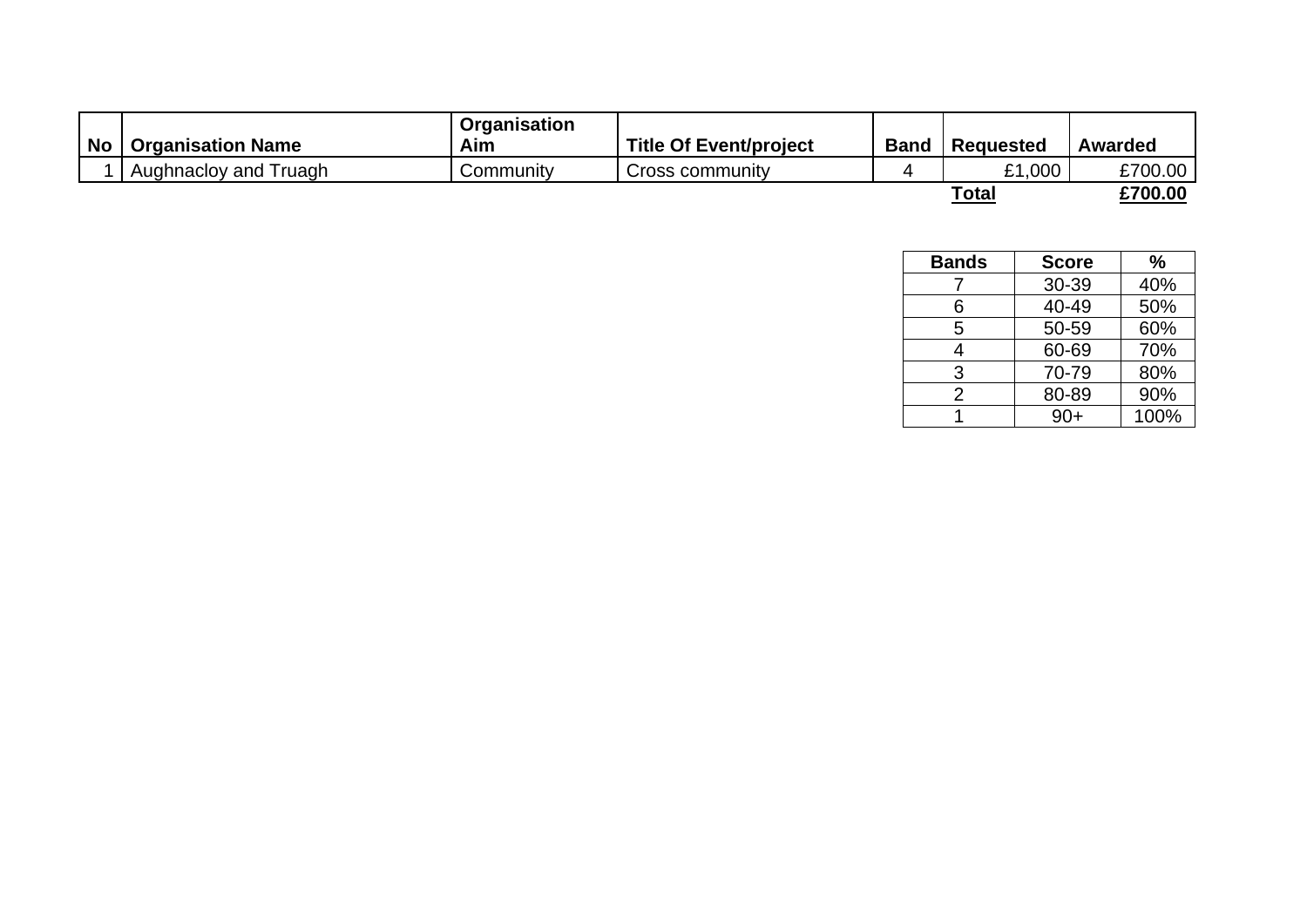| No | Organisation Name | Organisation Aim | Title Of Event/project | Band | Requested | Awarded |
|---|---|---|---|---|---|---|
| 1 | Aughnacloy and Truagh | Community | Cross community | 4 | £1,000 | £700.00 |
| | | | | | **Total** | **£700.00** |

| Bands | Score | % |
|---|---|---|
| 7 | 30-39 | 40% |
| 6 | 40-49 | 50% |
| 5 | 50-59 | 60% |
| 4 | 60-69 | 70% |
| 3 | 70-79 | 80% |
| 2 | 80-89 | 90% |
| 1 | 90+ | 100% |